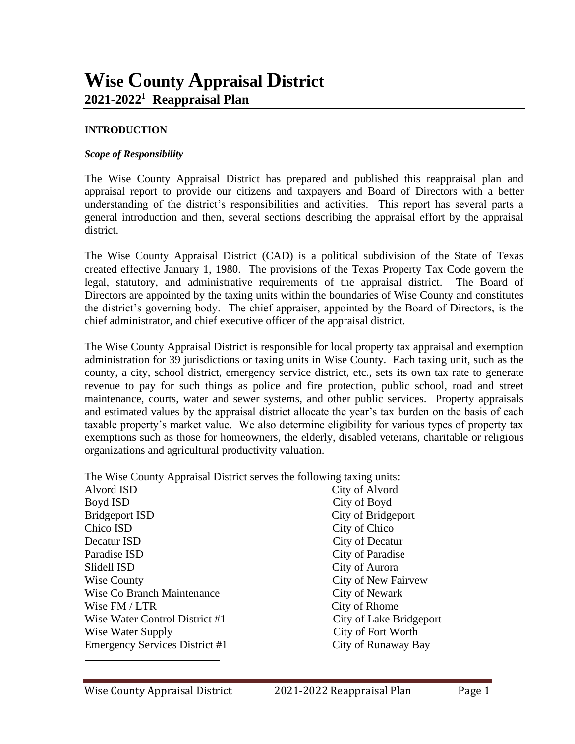# Wise County Appraisal District

## 2021-2022[1] Reappraisal Plan

### INTRODUCTION

***Scope of Responsibility***

The Wise County Appraisal District has prepared and published this reappraisal plan and appraisal report to provide our citizens and taxpayers and Board of Directors with a better understanding of the district's responsibilities and activities. This report has several parts a general introduction and then, several sections describing the appraisal effort by the appraisal district.

The Wise County Appraisal District (CAD) is a political subdivision of the State of Texas created effective January 1, 1980. The provisions of the Texas Property Tax Code govern the legal, statutory, and administrative requirements of the appraisal district. The Board of Directors are appointed by the taxing units within the boundaries of Wise County and constitutes the district's governing body. The chief appraiser, appointed by the Board of Directors, is the chief administrator, and chief executive officer of the appraisal district.

The Wise County Appraisal District is responsible for local property tax appraisal and exemption administration for 39 jurisdictions or taxing units in Wise County. Each taxing unit, such as the county, a city, school district, emergency service district, etc., sets its own tax rate to generate revenue to pay for such things as police and fire protection, public school, road and street maintenance, courts, water and sewer systems, and other public services. Property appraisals and estimated values by the appraisal district allocate the year's tax burden on the basis of each taxable property's market value. We also determine eligibility for various types of property tax exemptions such as those for homeowners, the elderly, disabled veterans, charitable or religious organizations and agricultural productivity valuation.

The Wise County Appraisal District serves the following taxing units:

| | |
|---|---|
| Alvord ISD | City of Alvord |
| Boyd ISD | City of Boyd |
| Bridgeport ISD | City of Bridgeport |
| Chico ISD | City of Chico |
| Decatur ISD | City of Decatur |
| Paradise ISD | City of Paradise |
| Slidell ISD | City of Aurora |
| Wise County | City of New Fairvew |
| Wise Co Branch Maintenance | City of Newark |
| Wise FM / LTR | City of Rhome |
| Wise Water Control District #1 | City of Lake Bridgeport |
| Wise Water Supply | City of Fort Worth |
| Emergency Services District #1 | City of Runaway Bay |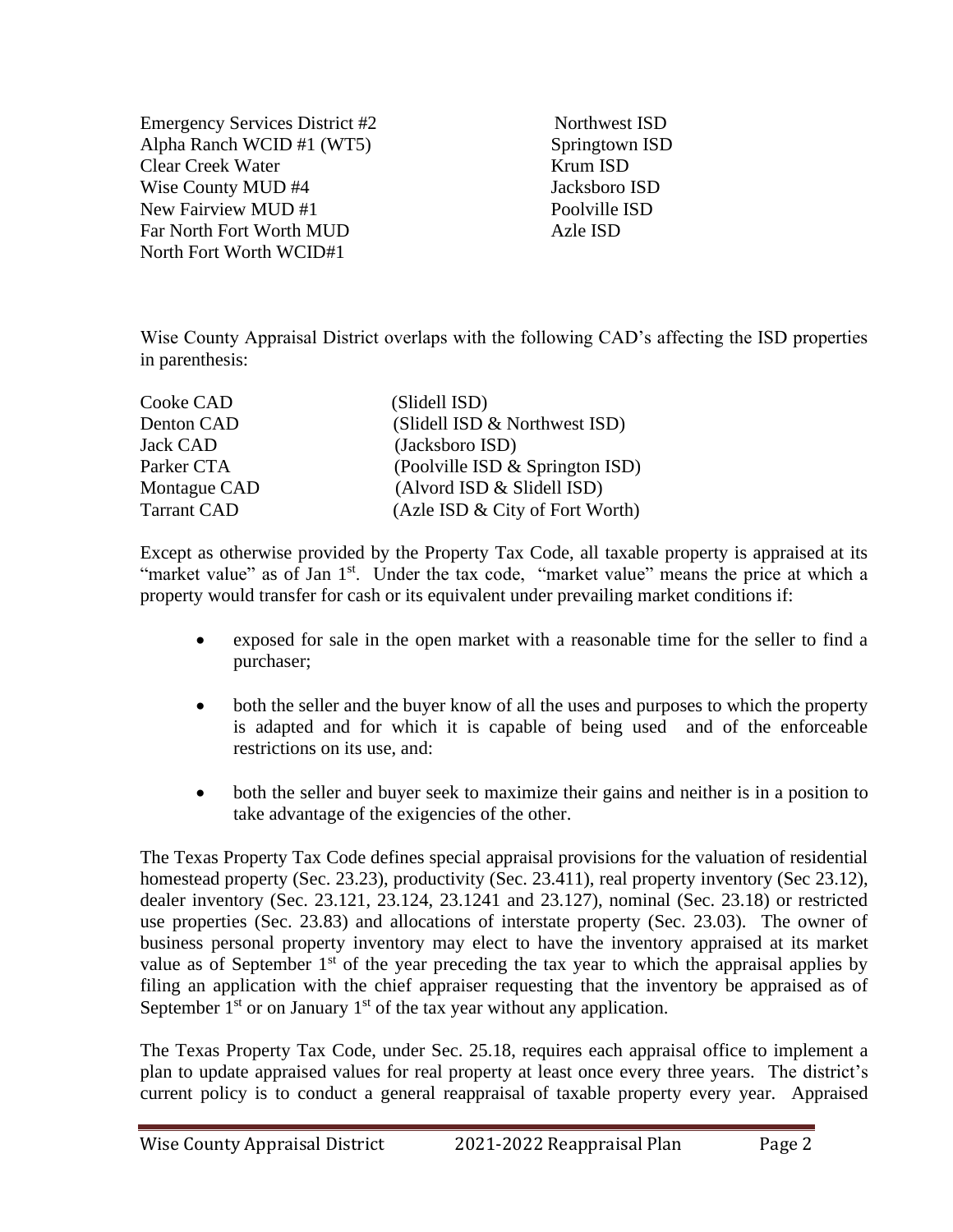| | |
|---|---|
| Emergency Services District #2 | Northwest ISD |
| Alpha Ranch WCID #1 (WT5) | Springtown ISD |
| Clear Creek Water | Krum ISD |
| Wise County MUD #4 | Jacksboro ISD |
| New Fairview MUD #1 | Poolville ISD |
| Far North Fort Worth MUD | Azle ISD |
| North Fort Worth WCID#1 | |

Wise County Appraisal District overlaps with the following CAD's affecting the ISD properties in parenthesis:

| | |
|---|---|
| Cooke CAD | (Slidell ISD) |
| Denton CAD | (Slidell ISD & Northwest ISD) |
| Jack CAD | (Jacksboro ISD) |
| Parker CTA | (Poolville ISD & Springton ISD) |
| Montague CAD | (Alvord ISD & Slidell ISD) |
| Tarrant CAD | (Azle ISD & City of Fort Worth) |

Except as otherwise provided by the Property Tax Code, all taxable property is appraised at its "market value" as of Jan 1st. Under the tax code, "market value" means the price at which a property would transfer for cash or its equivalent under prevailing market conditions if:

- exposed for sale in the open market with a reasonable time for the seller to find a purchaser;
- both the seller and the buyer know of all the uses and purposes to which the property is adapted and for which it is capable of being used and of the enforceable restrictions on its use, and:
- both the seller and buyer seek to maximize their gains and neither is in a position to take advantage of the exigencies of the other.

The Texas Property Tax Code defines special appraisal provisions for the valuation of residential homestead property (Sec. 23.23), productivity (Sec. 23.411), real property inventory (Sec 23.12), dealer inventory (Sec. 23.121, 23.124, 23.1241 and 23.127), nominal (Sec. 23.18) or restricted use properties (Sec. 23.83) and allocations of interstate property (Sec. 23.03). The owner of business personal property inventory may elect to have the inventory appraised at its market value as of September 1st of the year preceding the tax year to which the appraisal applies by filing an application with the chief appraiser requesting that the inventory be appraised as of September 1st or on January 1st of the tax year without any application.

The Texas Property Tax Code, under Sec. 25.18, requires each appraisal office to implement a plan to update appraised values for real property at least once every three years. The district's current policy is to conduct a general reappraisal of taxable property every year. Appraised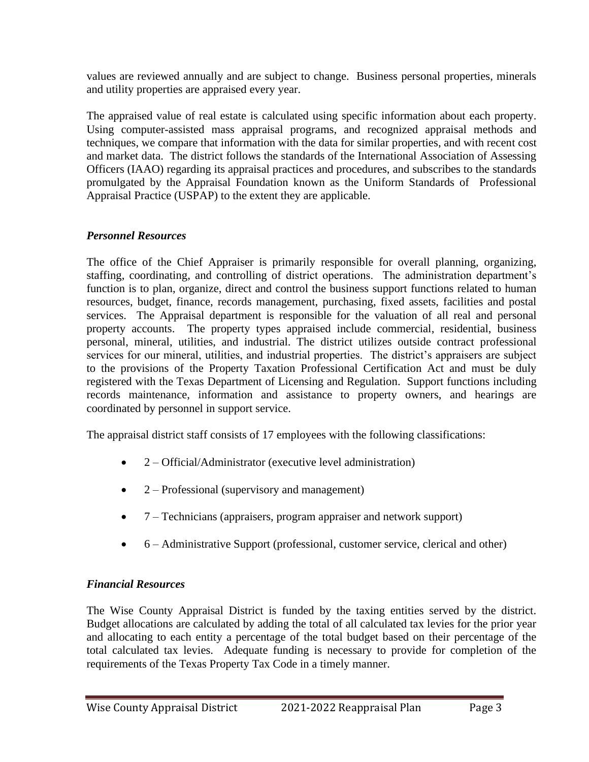values are reviewed annually and are subject to change. Business personal properties, minerals and utility properties are appraised every year.

The appraised value of real estate is calculated using specific information about each property. Using computer-assisted mass appraisal programs, and recognized appraisal methods and techniques, we compare that information with the data for similar properties, and with recent cost and market data. The district follows the standards of the International Association of Assessing Officers (IAAO) regarding its appraisal practices and procedures, and subscribes to the standards promulgated by the Appraisal Foundation known as the Uniform Standards of Professional Appraisal Practice (USPAP) to the extent they are applicable.

### *Personnel Resources*

The office of the Chief Appraiser is primarily responsible for overall planning, organizing, staffing, coordinating, and controlling of district operations. The administration department's function is to plan, organize, direct and control the business support functions related to human resources, budget, finance, records management, purchasing, fixed assets, facilities and postal services. The Appraisal department is responsible for the valuation of all real and personal property accounts. The property types appraised include commercial, residential, business personal, mineral, utilities, and industrial. The district utilizes outside contract professional services for our mineral, utilities, and industrial properties. The district's appraisers are subject to the provisions of the Property Taxation Professional Certification Act and must be duly registered with the Texas Department of Licensing and Regulation. Support functions including records maintenance, information and assistance to property owners, and hearings are coordinated by personnel in support service.

The appraisal district staff consists of 17 employees with the following classifications:

- 2 – Official/Administrator (executive level administration)
- 2 – Professional (supervisory and management)
- 7 – Technicians (appraisers, program appraiser and network support)
- 6 – Administrative Support (professional, customer service, clerical and other)

### *Financial Resources*

The Wise County Appraisal District is funded by the taxing entities served by the district. Budget allocations are calculated by adding the total of all calculated tax levies for the prior year and allocating to each entity a percentage of the total budget based on their percentage of the total calculated tax levies. Adequate funding is necessary to provide for completion of the requirements of the Texas Property Tax Code in a timely manner.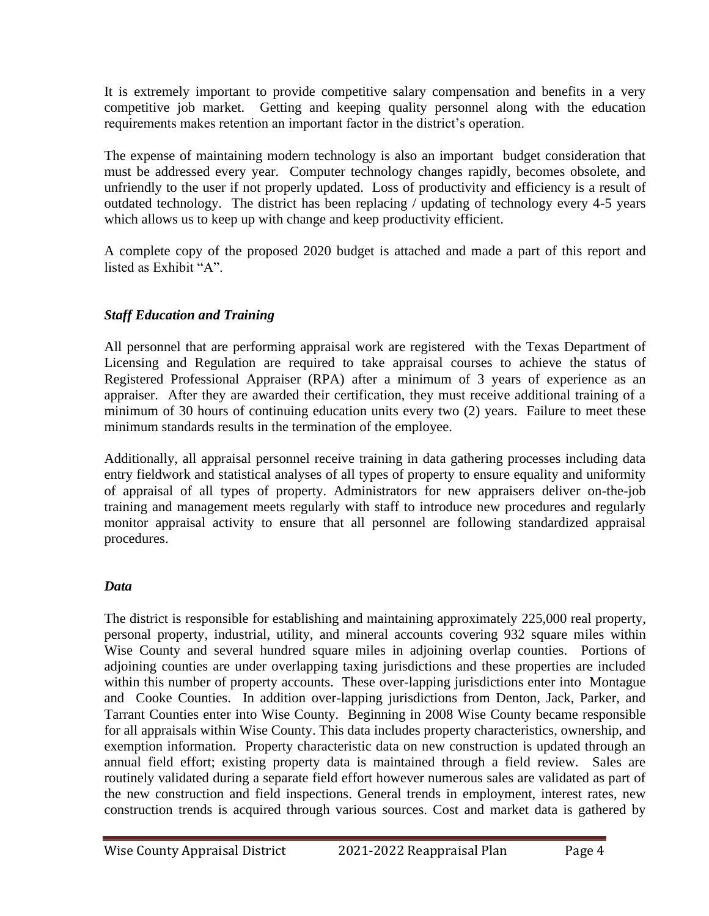It is extremely important to provide competitive salary compensation and benefits in a very competitive job market. Getting and keeping quality personnel along with the education requirements makes retention an important factor in the district's operation.

The expense of maintaining modern technology is also an important budget consideration that must be addressed every year. Computer technology changes rapidly, becomes obsolete, and unfriendly to the user if not properly updated. Loss of productivity and efficiency is a result of outdated technology. The district has been replacing / updating of technology every 4-5 years which allows us to keep up with change and keep productivity efficient.

A complete copy of the proposed 2020 budget is attached and made a part of this report and listed as Exhibit "A".

### *Staff Education and Training*

All personnel that are performing appraisal work are registered with the Texas Department of Licensing and Regulation are required to take appraisal courses to achieve the status of Registered Professional Appraiser (RPA) after a minimum of 3 years of experience as an appraiser. After they are awarded their certification, they must receive additional training of a minimum of 30 hours of continuing education units every two (2) years. Failure to meet these minimum standards results in the termination of the employee.

Additionally, all appraisal personnel receive training in data gathering processes including data entry fieldwork and statistical analyses of all types of property to ensure equality and uniformity of appraisal of all types of property. Administrators for new appraisers deliver on-the-job training and management meets regularly with staff to introduce new procedures and regularly monitor appraisal activity to ensure that all personnel are following standardized appraisal procedures.

### *Data*

The district is responsible for establishing and maintaining approximately 225,000 real property, personal property, industrial, utility, and mineral accounts covering 932 square miles within Wise County and several hundred square miles in adjoining overlap counties. Portions of adjoining counties are under overlapping taxing jurisdictions and these properties are included within this number of property accounts. These over-lapping jurisdictions enter into Montague and Cooke Counties. In addition over-lapping jurisdictions from Denton, Jack, Parker, and Tarrant Counties enter into Wise County. Beginning in 2008 Wise County became responsible for all appraisals within Wise County. This data includes property characteristics, ownership, and exemption information. Property characteristic data on new construction is updated through an annual field effort; existing property data is maintained through a field review. Sales are routinely validated during a separate field effort however numerous sales are validated as part of the new construction and field inspections. General trends in employment, interest rates, new construction trends is acquired through various sources. Cost and market data is gathered by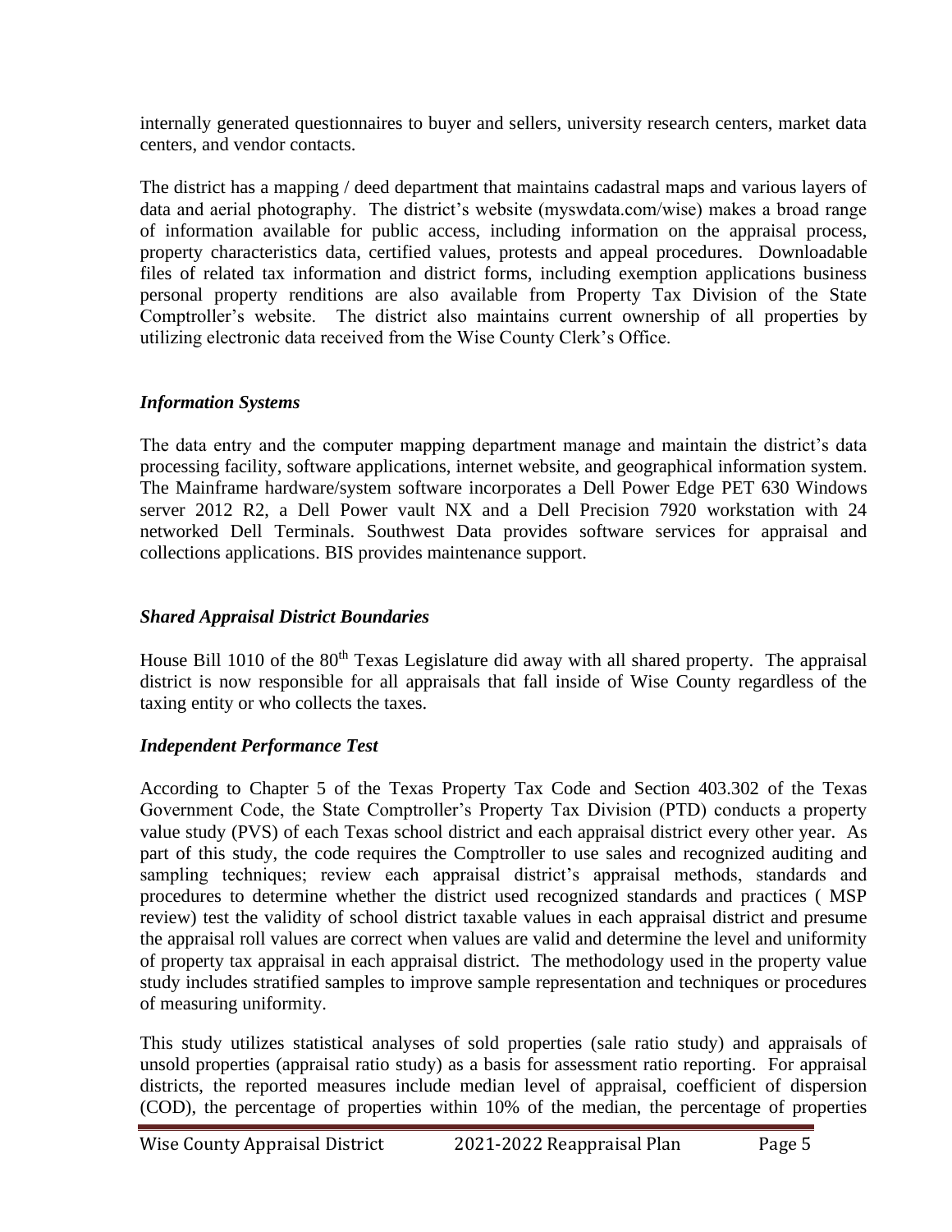internally generated questionnaires to buyer and sellers, university research centers, market data centers, and vendor contacts.

The district has a mapping / deed department that maintains cadastral maps and various layers of data and aerial photography. The district's website (myswdata.com/wise) makes a broad range of information available for public access, including information on the appraisal process, property characteristics data, certified values, protests and appeal procedures. Downloadable files of related tax information and district forms, including exemption applications business personal property renditions are also available from Property Tax Division of the State Comptroller's website. The district also maintains current ownership of all properties by utilizing electronic data received from the Wise County Clerk's Office.

### *Information Systems*

The data entry and the computer mapping department manage and maintain the district's data processing facility, software applications, internet website, and geographical information system. The Mainframe hardware/system software incorporates a Dell Power Edge PET 630 Windows server 2012 R2, a Dell Power vault NX and a Dell Precision 7920 workstation with 24 networked Dell Terminals. Southwest Data provides software services for appraisal and collections applications. BIS provides maintenance support.

### *Shared Appraisal District Boundaries*

House Bill 1010 of the 80th Texas Legislature did away with all shared property. The appraisal district is now responsible for all appraisals that fall inside of Wise County regardless of the taxing entity or who collects the taxes.

### *Independent Performance Test*

According to Chapter 5 of the Texas Property Tax Code and Section 403.302 of the Texas Government Code, the State Comptroller's Property Tax Division (PTD) conducts a property value study (PVS) of each Texas school district and each appraisal district every other year. As part of this study, the code requires the Comptroller to use sales and recognized auditing and sampling techniques; review each appraisal district's appraisal methods, standards and procedures to determine whether the district used recognized standards and practices ( MSP review) test the validity of school district taxable values in each appraisal district and presume the appraisal roll values are correct when values are valid and determine the level and uniformity of property tax appraisal in each appraisal district. The methodology used in the property value study includes stratified samples to improve sample representation and techniques or procedures of measuring uniformity.

This study utilizes statistical analyses of sold properties (sale ratio study) and appraisals of unsold properties (appraisal ratio study) as a basis for assessment ratio reporting. For appraisal districts, the reported measures include median level of appraisal, coefficient of dispersion (COD), the percentage of properties within 10% of the median, the percentage of properties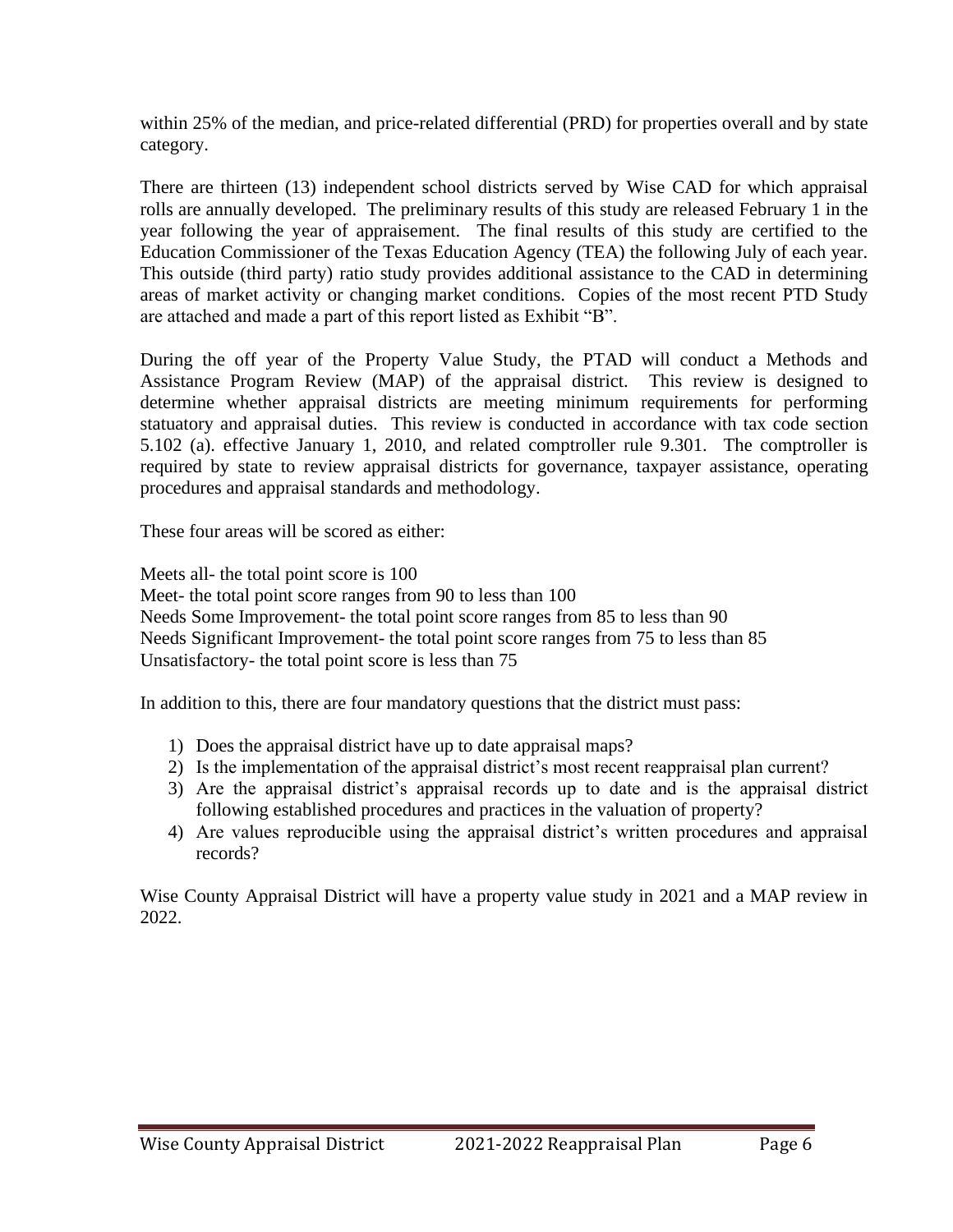within 25% of the median, and price-related differential (PRD) for properties overall and by state category.

There are thirteen (13) independent school districts served by Wise CAD for which appraisal rolls are annually developed. The preliminary results of this study are released February 1 in the year following the year of appraisement. The final results of this study are certified to the Education Commissioner of the Texas Education Agency (TEA) the following July of each year. This outside (third party) ratio study provides additional assistance to the CAD in determining areas of market activity or changing market conditions. Copies of the most recent PTD Study are attached and made a part of this report listed as Exhibit "B".

During the off year of the Property Value Study, the PTAD will conduct a Methods and Assistance Program Review (MAP) of the appraisal district. This review is designed to determine whether appraisal districts are meeting minimum requirements for performing statuatory and appraisal duties. This review is conducted in accordance with tax code section 5.102 (a). effective January 1, 2010, and related comptroller rule 9.301. The comptroller is required by state to review appraisal districts for governance, taxpayer assistance, operating procedures and appraisal standards and methodology.

These four areas will be scored as either:

Meets all- the total point score is 100
Meet- the total point score ranges from 90 to less than 100
Needs Some Improvement- the total point score ranges from 85 to less than 90
Needs Significant Improvement- the total point score ranges from 75 to less than 85
Unsatisfactory- the total point score is less than 75

In addition to this, there are four mandatory questions that the district must pass:

1) Does the appraisal district have up to date appraisal maps?
2) Is the implementation of the appraisal district's most recent reappraisal plan current?
3) Are the appraisal district's appraisal records up to date and is the appraisal district following established procedures and practices in the valuation of property?
4) Are values reproducible using the appraisal district's written procedures and appraisal records?

Wise County Appraisal District will have a property value study in 2021 and a MAP review in 2022.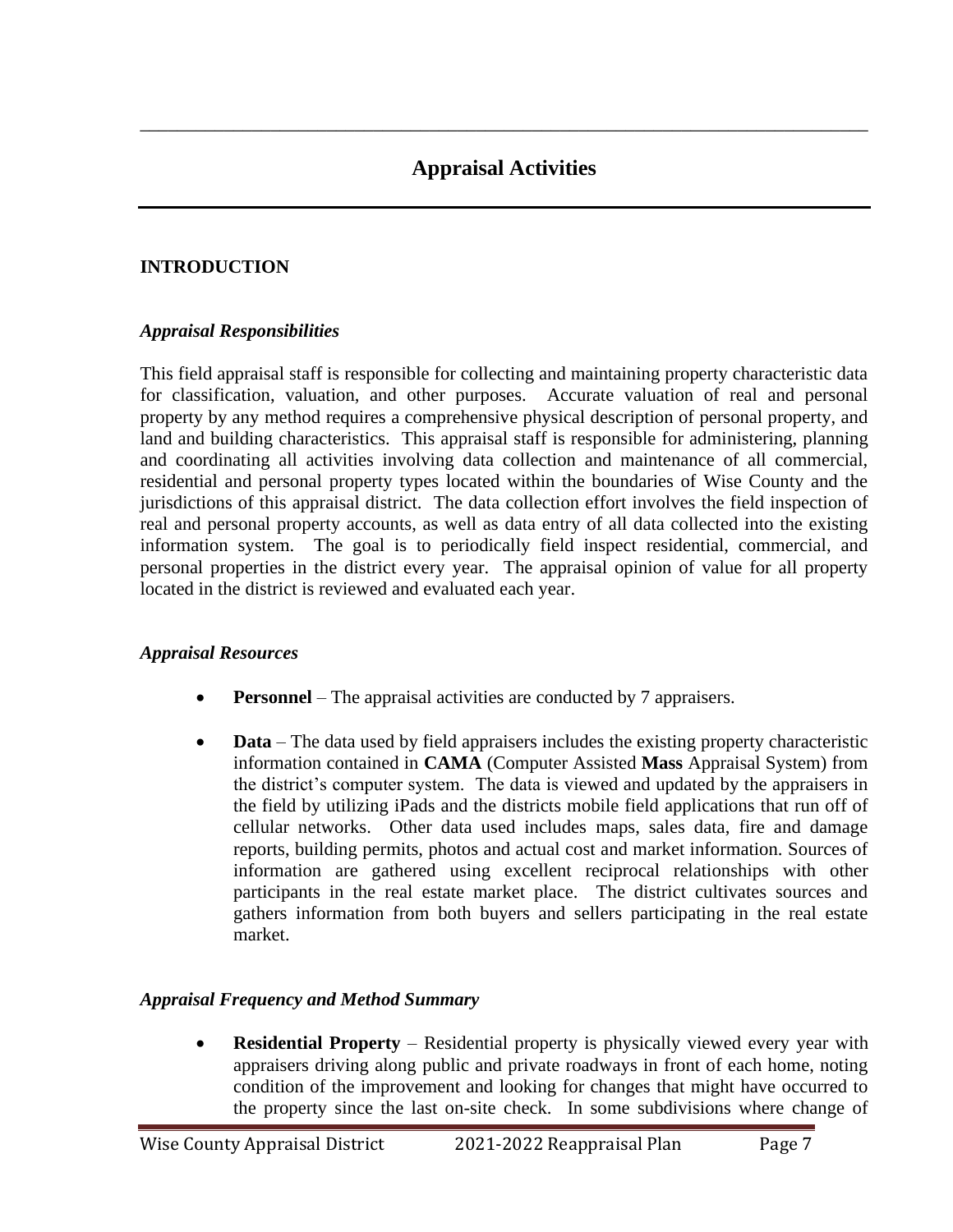# Appraisal Activities

## INTRODUCTION

### *Appraisal Responsibilities*

This field appraisal staff is responsible for collecting and maintaining property characteristic data for classification, valuation, and other purposes. Accurate valuation of real and personal property by any method requires a comprehensive physical description of personal property, and land and building characteristics. This appraisal staff is responsible for administering, planning and coordinating all activities involving data collection and maintenance of all commercial, residential and personal property types located within the boundaries of Wise County and the jurisdictions of this appraisal district. The data collection effort involves the field inspection of real and personal property accounts, as well as data entry of all data collected into the existing information system. The goal is to periodically field inspect residential, commercial, and personal properties in the district every year. The appraisal opinion of value for all property located in the district is reviewed and evaluated each year.

### *Appraisal Resources*

- **Personnel** – The appraisal activities are conducted by 7 appraisers.
- **Data** – The data used by field appraisers includes the existing property characteristic information contained in **CAMA** (Computer Assisted **Mass** Appraisal System) from the district's computer system. The data is viewed and updated by the appraisers in the field by utilizing iPads and the districts mobile field applications that run off of cellular networks. Other data used includes maps, sales data, fire and damage reports, building permits, photos and actual cost and market information. Sources of information are gathered using excellent reciprocal relationships with other participants in the real estate market place. The district cultivates sources and gathers information from both buyers and sellers participating in the real estate market.

### *Appraisal Frequency and Method Summary*

- **Residential Property** – Residential property is physically viewed every year with appraisers driving along public and private roadways in front of each home, noting condition of the improvement and looking for changes that might have occurred to the property since the last on-site check. In some subdivisions where change of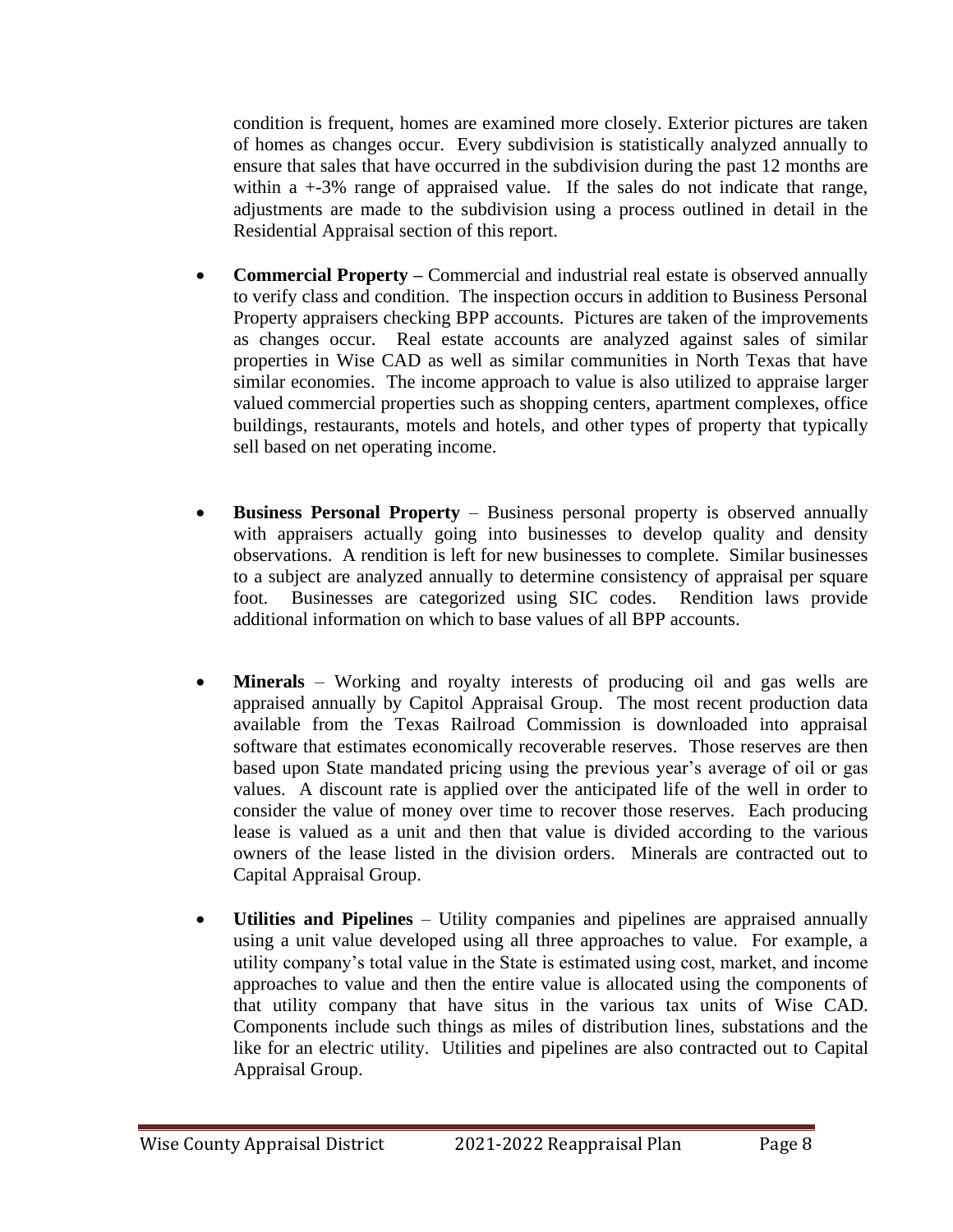condition is frequent, homes are examined more closely. Exterior pictures are taken of homes as changes occur. Every subdivision is statistically analyzed annually to ensure that sales that have occurred in the subdivision during the past 12 months are within a +-3% range of appraised value. If the sales do not indicate that range, adjustments are made to the subdivision using a process outlined in detail in the Residential Appraisal section of this report.

- **Commercial Property –** Commercial and industrial real estate is observed annually to verify class and condition. The inspection occurs in addition to Business Personal Property appraisers checking BPP accounts. Pictures are taken of the improvements as changes occur. Real estate accounts are analyzed against sales of similar properties in Wise CAD as well as similar communities in North Texas that have similar economies. The income approach to value is also utilized to appraise larger valued commercial properties such as shopping centers, apartment complexes, office buildings, restaurants, motels and hotels, and other types of property that typically sell based on net operating income.

- **Business Personal Property** – Business personal property is observed annually with appraisers actually going into businesses to develop quality and density observations. A rendition is left for new businesses to complete. Similar businesses to a subject are analyzed annually to determine consistency of appraisal per square foot. Businesses are categorized using SIC codes. Rendition laws provide additional information on which to base values of all BPP accounts.

- **Minerals** – Working and royalty interests of producing oil and gas wells are appraised annually by Capitol Appraisal Group. The most recent production data available from the Texas Railroad Commission is downloaded into appraisal software that estimates economically recoverable reserves. Those reserves are then based upon State mandated pricing using the previous year's average of oil or gas values. A discount rate is applied over the anticipated life of the well in order to consider the value of money over time to recover those reserves. Each producing lease is valued as a unit and then that value is divided according to the various owners of the lease listed in the division orders. Minerals are contracted out to Capital Appraisal Group.

- **Utilities and Pipelines** – Utility companies and pipelines are appraised annually using a unit value developed using all three approaches to value. For example, a utility company's total value in the State is estimated using cost, market, and income approaches to value and then the entire value is allocated using the components of that utility company that have situs in the various tax units of Wise CAD. Components include such things as miles of distribution lines, substations and the like for an electric utility. Utilities and pipelines are also contracted out to Capital Appraisal Group.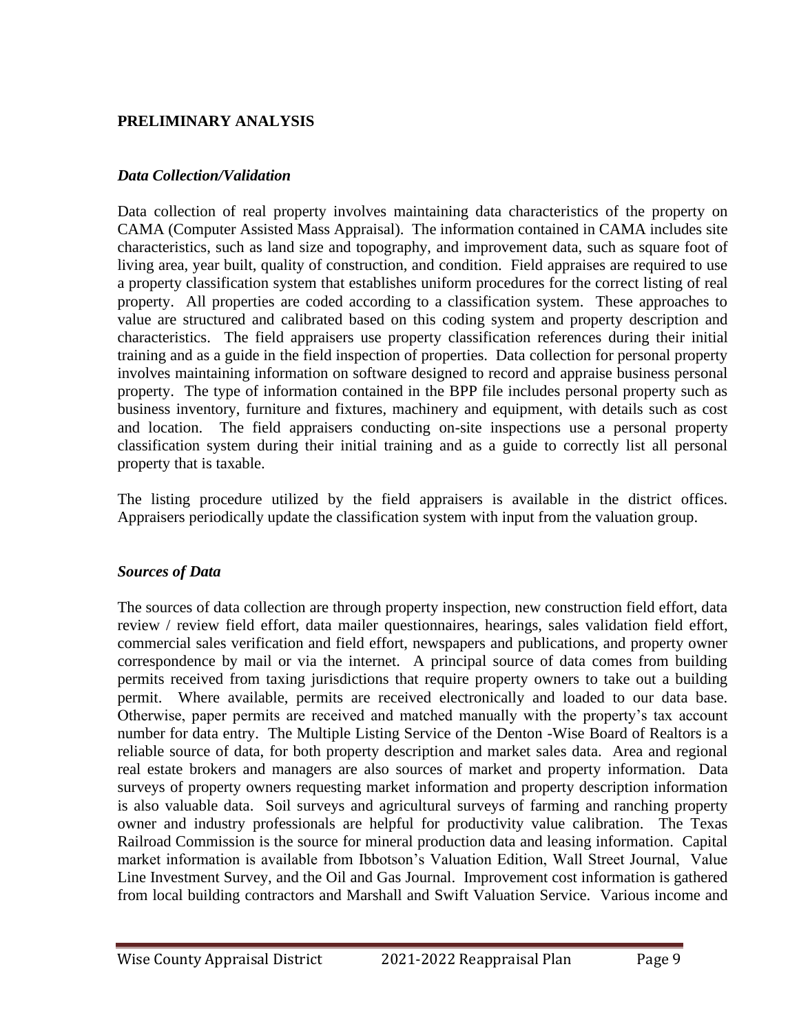## PRELIMINARY ANALYSIS

### *Data Collection/Validation*

Data collection of real property involves maintaining data characteristics of the property on CAMA (Computer Assisted Mass Appraisal). The information contained in CAMA includes site characteristics, such as land size and topography, and improvement data, such as square foot of living area, year built, quality of construction, and condition. Field appraises are required to use a property classification system that establishes uniform procedures for the correct listing of real property. All properties are coded according to a classification system. These approaches to value are structured and calibrated based on this coding system and property description and characteristics. The field appraisers use property classification references during their initial training and as a guide in the field inspection of properties. Data collection for personal property involves maintaining information on software designed to record and appraise business personal property. The type of information contained in the BPP file includes personal property such as business inventory, furniture and fixtures, machinery and equipment, with details such as cost and location. The field appraisers conducting on-site inspections use a personal property classification system during their initial training and as a guide to correctly list all personal property that is taxable.

The listing procedure utilized by the field appraisers is available in the district offices. Appraisers periodically update the classification system with input from the valuation group.

### *Sources of Data*

The sources of data collection are through property inspection, new construction field effort, data review / review field effort, data mailer questionnaires, hearings, sales validation field effort, commercial sales verification and field effort, newspapers and publications, and property owner correspondence by mail or via the internet. A principal source of data comes from building permits received from taxing jurisdictions that require property owners to take out a building permit. Where available, permits are received electronically and loaded to our data base. Otherwise, paper permits are received and matched manually with the property's tax account number for data entry. The Multiple Listing Service of the Denton -Wise Board of Realtors is a reliable source of data, for both property description and market sales data. Area and regional real estate brokers and managers are also sources of market and property information. Data surveys of property owners requesting market information and property description information is also valuable data. Soil surveys and agricultural surveys of farming and ranching property owner and industry professionals are helpful for productivity value calibration. The Texas Railroad Commission is the source for mineral production data and leasing information. Capital market information is available from Ibbotson's Valuation Edition, Wall Street Journal, Value Line Investment Survey, and the Oil and Gas Journal. Improvement cost information is gathered from local building contractors and Marshall and Swift Valuation Service. Various income and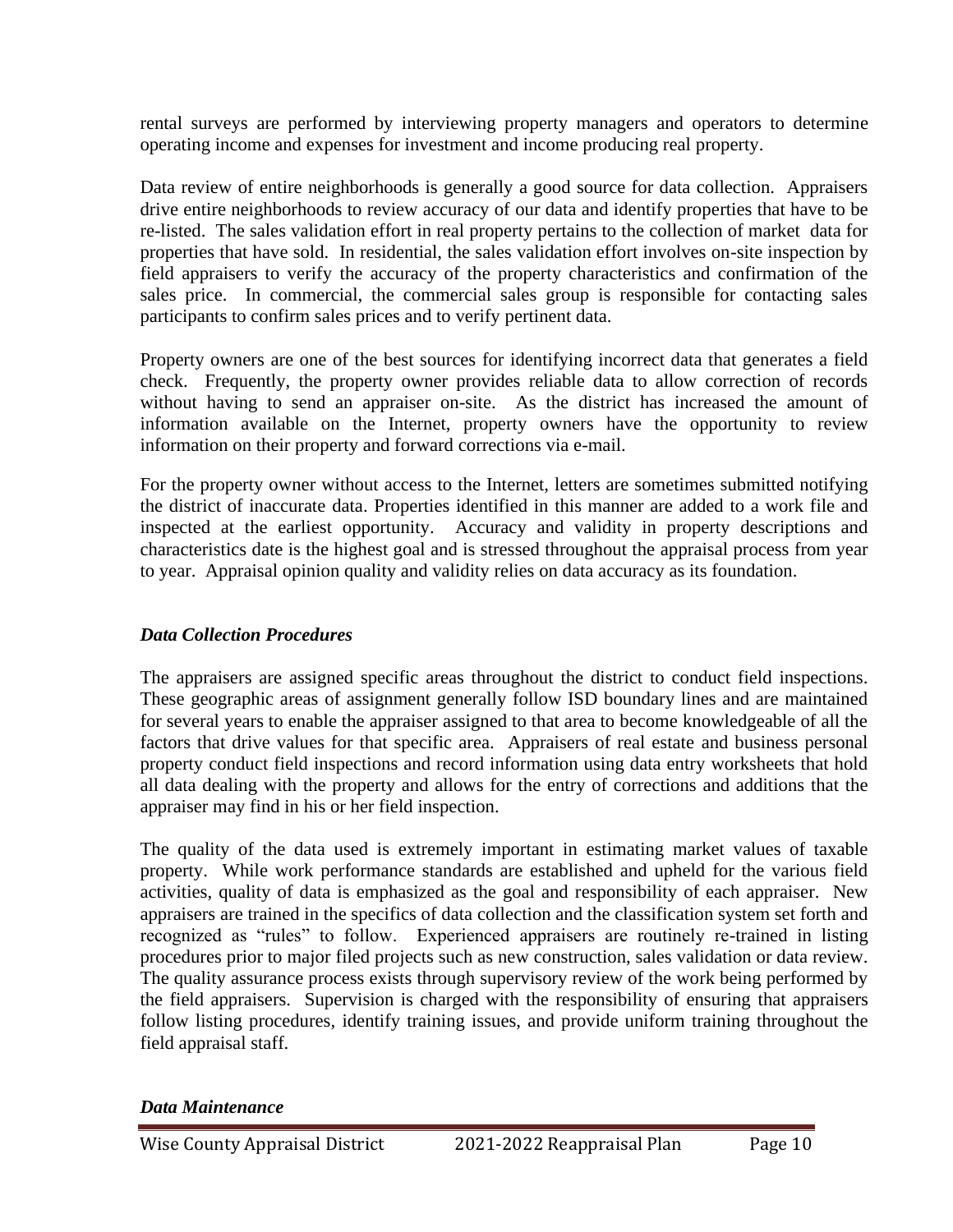rental surveys are performed by interviewing property managers and operators to determine operating income and expenses for investment and income producing real property.

Data review of entire neighborhoods is generally a good source for data collection. Appraisers drive entire neighborhoods to review accuracy of our data and identify properties that have to be re-listed. The sales validation effort in real property pertains to the collection of market data for properties that have sold. In residential, the sales validation effort involves on-site inspection by field appraisers to verify the accuracy of the property characteristics and confirmation of the sales price. In commercial, the commercial sales group is responsible for contacting sales participants to confirm sales prices and to verify pertinent data.

Property owners are one of the best sources for identifying incorrect data that generates a field check. Frequently, the property owner provides reliable data to allow correction of records without having to send an appraiser on-site. As the district has increased the amount of information available on the Internet, property owners have the opportunity to review information on their property and forward corrections via e-mail.

For the property owner without access to the Internet, letters are sometimes submitted notifying the district of inaccurate data. Properties identified in this manner are added to a work file and inspected at the earliest opportunity. Accuracy and validity in property descriptions and characteristics date is the highest goal and is stressed throughout the appraisal process from year to year. Appraisal opinion quality and validity relies on data accuracy as its foundation.

### *Data Collection Procedures*

The appraisers are assigned specific areas throughout the district to conduct field inspections. These geographic areas of assignment generally follow ISD boundary lines and are maintained for several years to enable the appraiser assigned to that area to become knowledgeable of all the factors that drive values for that specific area. Appraisers of real estate and business personal property conduct field inspections and record information using data entry worksheets that hold all data dealing with the property and allows for the entry of corrections and additions that the appraiser may find in his or her field inspection.

The quality of the data used is extremely important in estimating market values of taxable property. While work performance standards are established and upheld for the various field activities, quality of data is emphasized as the goal and responsibility of each appraiser. New appraisers are trained in the specifics of data collection and the classification system set forth and recognized as "rules" to follow. Experienced appraisers are routinely re-trained in listing procedures prior to major filed projects such as new construction, sales validation or data review. The quality assurance process exists through supervisory review of the work being performed by the field appraisers. Supervision is charged with the responsibility of ensuring that appraisers follow listing procedures, identify training issues, and provide uniform training throughout the field appraisal staff.

### *Data Maintenance*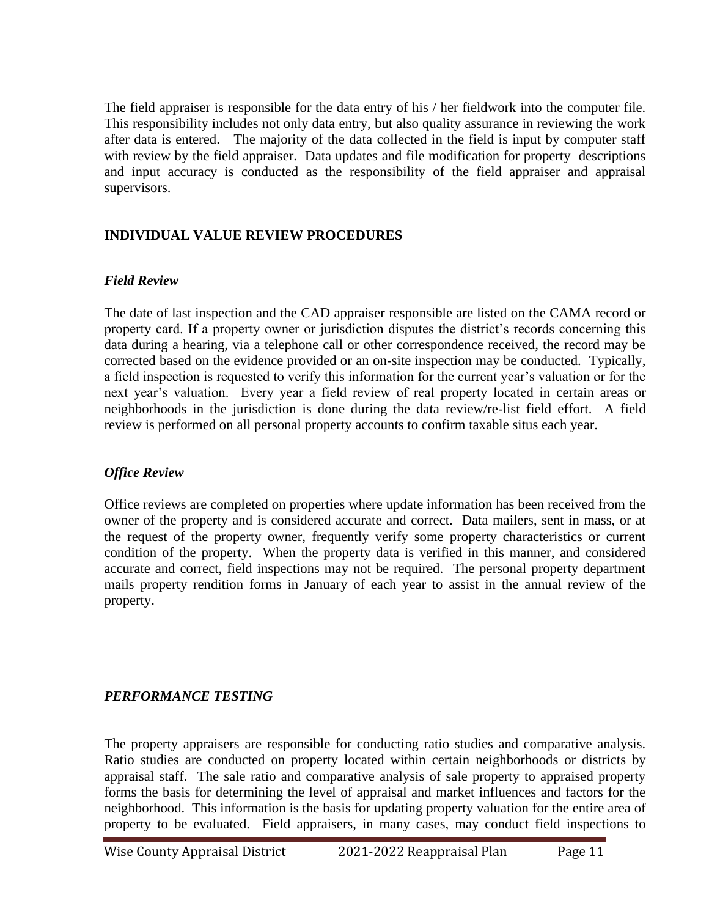The field appraiser is responsible for the data entry of his / her fieldwork into the computer file. This responsibility includes not only data entry, but also quality assurance in reviewing the work after data is entered. The majority of the data collected in the field is input by computer staff with review by the field appraiser. Data updates and file modification for property descriptions and input accuracy is conducted as the responsibility of the field appraiser and appraisal supervisors.

## INDIVIDUAL VALUE REVIEW PROCEDURES

### *Field Review*

The date of last inspection and the CAD appraiser responsible are listed on the CAMA record or property card. If a property owner or jurisdiction disputes the district's records concerning this data during a hearing, via a telephone call or other correspondence received, the record may be corrected based on the evidence provided or an on-site inspection may be conducted. Typically, a field inspection is requested to verify this information for the current year's valuation or for the next year's valuation. Every year a field review of real property located in certain areas or neighborhoods in the jurisdiction is done during the data review/re-list field effort. A field review is performed on all personal property accounts to confirm taxable situs each year.

### *Office Review*

Office reviews are completed on properties where update information has been received from the owner of the property and is considered accurate and correct. Data mailers, sent in mass, or at the request of the property owner, frequently verify some property characteristics or current condition of the property. When the property data is verified in this manner, and considered accurate and correct, field inspections may not be required. The personal property department mails property rendition forms in January of each year to assist in the annual review of the property.

### *PERFORMANCE TESTING*

The property appraisers are responsible for conducting ratio studies and comparative analysis. Ratio studies are conducted on property located within certain neighborhoods or districts by appraisal staff. The sale ratio and comparative analysis of sale property to appraised property forms the basis for determining the level of appraisal and market influences and factors for the neighborhood. This information is the basis for updating property valuation for the entire area of property to be evaluated. Field appraisers, in many cases, may conduct field inspections to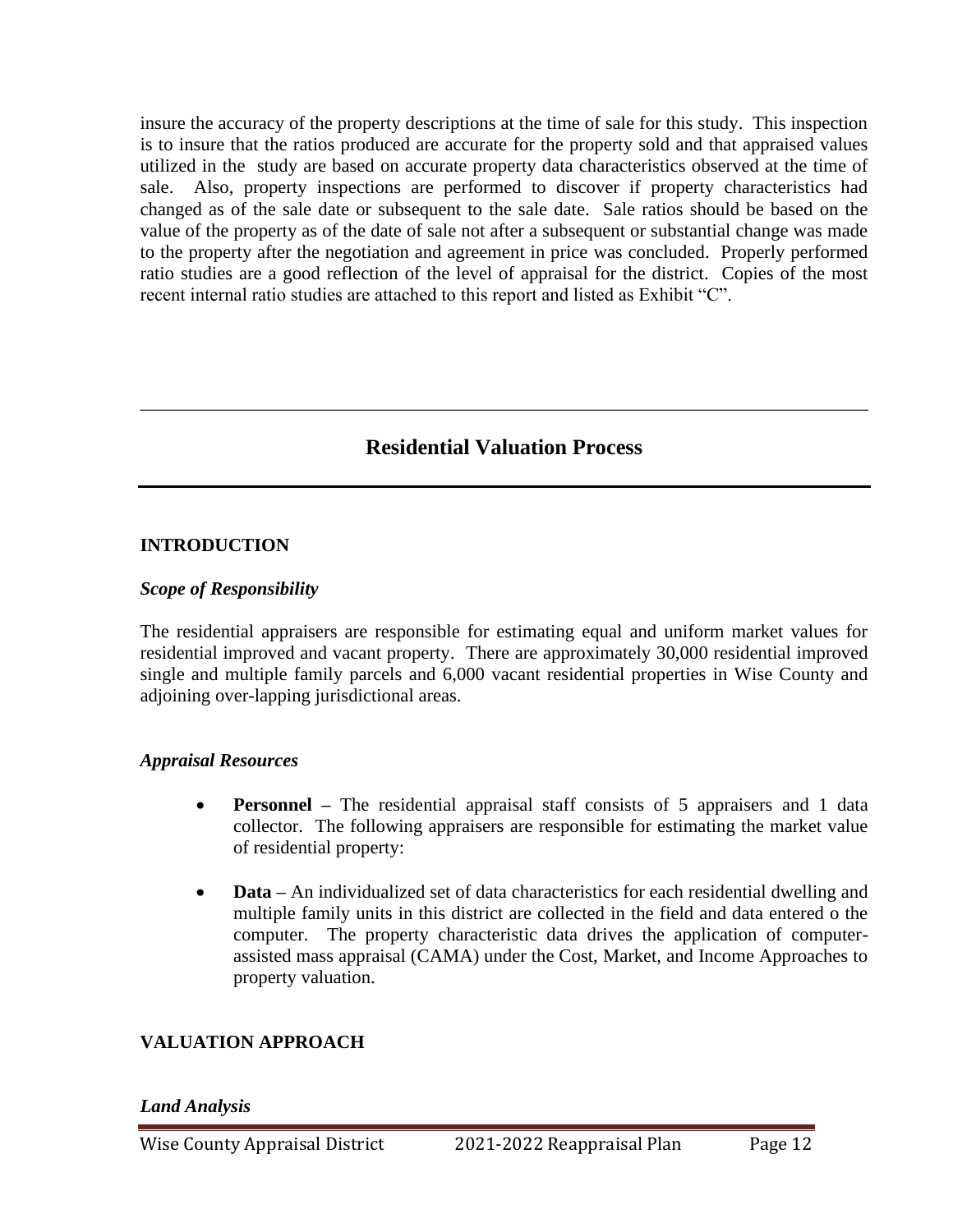insure the accuracy of the property descriptions at the time of sale for this study. This inspection is to insure that the ratios produced are accurate for the property sold and that appraised values utilized in the study are based on accurate property data characteristics observed at the time of sale. Also, property inspections are performed to discover if property characteristics had changed as of the sale date or subsequent to the sale date. Sale ratios should be based on the value of the property as of the date of sale not after a subsequent or substantial change was made to the property after the negotiation and agreement in price was concluded. Properly performed ratio studies are a good reflection of the level of appraisal for the district. Copies of the most recent internal ratio studies are attached to this report and listed as Exhibit "C".

---

## Residential Valuation Process

### INTRODUCTION

#### *Scope of Responsibility*

The residential appraisers are responsible for estimating equal and uniform market values for residential improved and vacant property. There are approximately 30,000 residential improved single and multiple family parcels and 6,000 vacant residential properties in Wise County and adjoining over-lapping jurisdictional areas.

#### *Appraisal Resources*

- **Personnel** – The residential appraisal staff consists of 5 appraisers and 1 data collector. The following appraisers are responsible for estimating the market value of residential property:

- **Data** – An individualized set of data characteristics for each residential dwelling and multiple family units in this district are collected in the field and data entered o the computer. The property characteristic data drives the application of computer-assisted mass appraisal (CAMA) under the Cost, Market, and Income Approaches to property valuation.

### VALUATION APPROACH

#### *Land Analysis*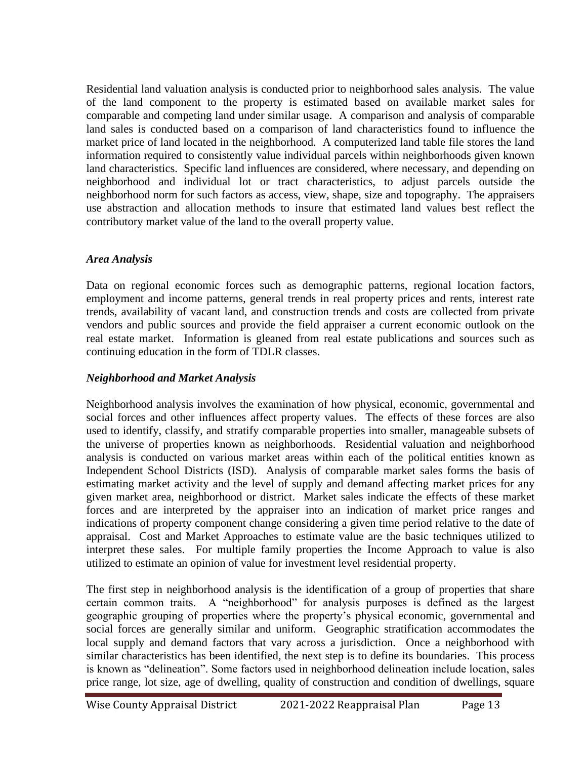Residential land valuation analysis is conducted prior to neighborhood sales analysis. The value of the land component to the property is estimated based on available market sales for comparable and competing land under similar usage. A comparison and analysis of comparable land sales is conducted based on a comparison of land characteristics found to influence the market price of land located in the neighborhood. A computerized land table file stores the land information required to consistently value individual parcels within neighborhoods given known land characteristics. Specific land influences are considered, where necessary, and depending on neighborhood and individual lot or tract characteristics, to adjust parcels outside the neighborhood norm for such factors as access, view, shape, size and topography. The appraisers use abstraction and allocation methods to insure that estimated land values best reflect the contributory market value of the land to the overall property value.

### *Area Analysis*

Data on regional economic forces such as demographic patterns, regional location factors, employment and income patterns, general trends in real property prices and rents, interest rate trends, availability of vacant land, and construction trends and costs are collected from private vendors and public sources and provide the field appraiser a current economic outlook on the real estate market. Information is gleaned from real estate publications and sources such as continuing education in the form of TDLR classes.

### *Neighborhood and Market Analysis*

Neighborhood analysis involves the examination of how physical, economic, governmental and social forces and other influences affect property values. The effects of these forces are also used to identify, classify, and stratify comparable properties into smaller, manageable subsets of the universe of properties known as neighborhoods. Residential valuation and neighborhood analysis is conducted on various market areas within each of the political entities known as Independent School Districts (ISD). Analysis of comparable market sales forms the basis of estimating market activity and the level of supply and demand affecting market prices for any given market area, neighborhood or district. Market sales indicate the effects of these market forces and are interpreted by the appraiser into an indication of market price ranges and indications of property component change considering a given time period relative to the date of appraisal. Cost and Market Approaches to estimate value are the basic techniques utilized to interpret these sales. For multiple family properties the Income Approach to value is also utilized to estimate an opinion of value for investment level residential property.

The first step in neighborhood analysis is the identification of a group of properties that share certain common traits. A "neighborhood" for analysis purposes is defined as the largest geographic grouping of properties where the property's physical economic, governmental and social forces are generally similar and uniform. Geographic stratification accommodates the local supply and demand factors that vary across a jurisdiction. Once a neighborhood with similar characteristics has been identified, the next step is to define its boundaries. This process is known as "delineation". Some factors used in neighborhood delineation include location, sales price range, lot size, age of dwelling, quality of construction and condition of dwellings, square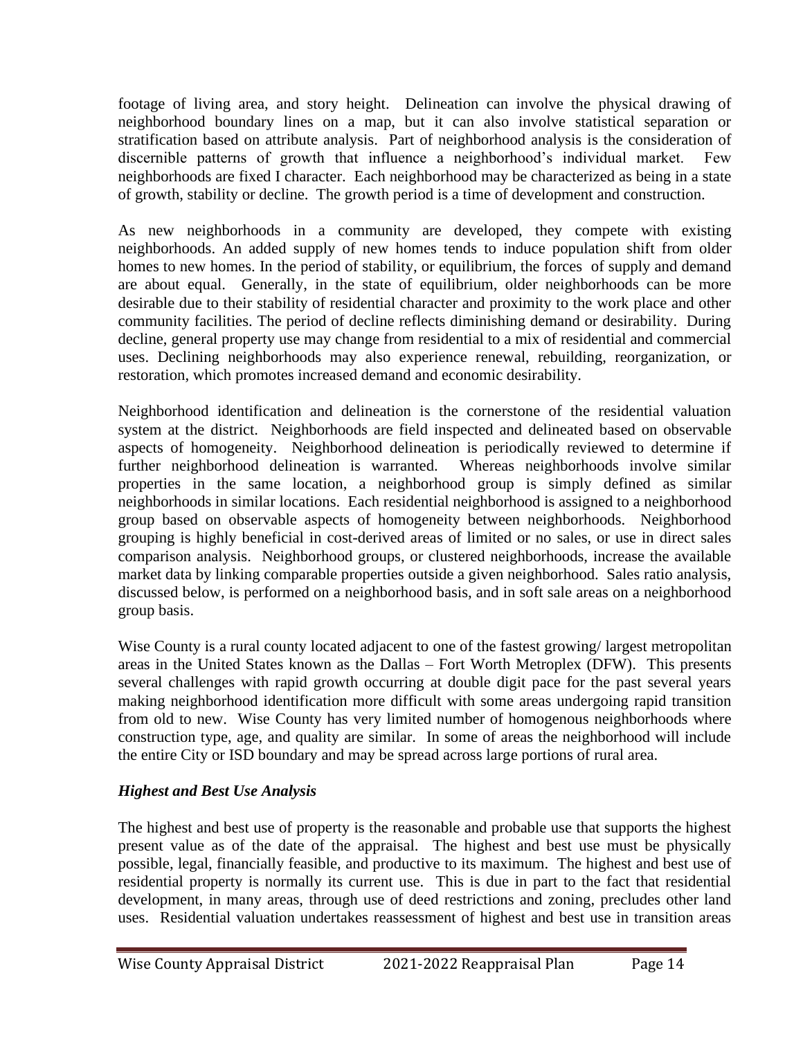footage of living area, and story height. Delineation can involve the physical drawing of neighborhood boundary lines on a map, but it can also involve statistical separation or stratification based on attribute analysis. Part of neighborhood analysis is the consideration of discernible patterns of growth that influence a neighborhood's individual market. Few neighborhoods are fixed I character. Each neighborhood may be characterized as being in a state of growth, stability or decline. The growth period is a time of development and construction.

As new neighborhoods in a community are developed, they compete with existing neighborhoods. An added supply of new homes tends to induce population shift from older homes to new homes. In the period of stability, or equilibrium, the forces of supply and demand are about equal. Generally, in the state of equilibrium, older neighborhoods can be more desirable due to their stability of residential character and proximity to the work place and other community facilities. The period of decline reflects diminishing demand or desirability. During decline, general property use may change from residential to a mix of residential and commercial uses. Declining neighborhoods may also experience renewal, rebuilding, reorganization, or restoration, which promotes increased demand and economic desirability.

Neighborhood identification and delineation is the cornerstone of the residential valuation system at the district. Neighborhoods are field inspected and delineated based on observable aspects of homogeneity. Neighborhood delineation is periodically reviewed to determine if further neighborhood delineation is warranted. Whereas neighborhoods involve similar properties in the same location, a neighborhood group is simply defined as similar neighborhoods in similar locations. Each residential neighborhood is assigned to a neighborhood group based on observable aspects of homogeneity between neighborhoods. Neighborhood grouping is highly beneficial in cost-derived areas of limited or no sales, or use in direct sales comparison analysis. Neighborhood groups, or clustered neighborhoods, increase the available market data by linking comparable properties outside a given neighborhood. Sales ratio analysis, discussed below, is performed on a neighborhood basis, and in soft sale areas on a neighborhood group basis.

Wise County is a rural county located adjacent to one of the fastest growing/ largest metropolitan areas in the United States known as the Dallas – Fort Worth Metroplex (DFW). This presents several challenges with rapid growth occurring at double digit pace for the past several years making neighborhood identification more difficult with some areas undergoing rapid transition from old to new. Wise County has very limited number of homogenous neighborhoods where construction type, age, and quality are similar. In some of areas the neighborhood will include the entire City or ISD boundary and may be spread across large portions of rural area.

### *Highest and Best Use Analysis*

The highest and best use of property is the reasonable and probable use that supports the highest present value as of the date of the appraisal. The highest and best use must be physically possible, legal, financially feasible, and productive to its maximum. The highest and best use of residential property is normally its current use. This is due in part to the fact that residential development, in many areas, through use of deed restrictions and zoning, precludes other land uses. Residential valuation undertakes reassessment of highest and best use in transition areas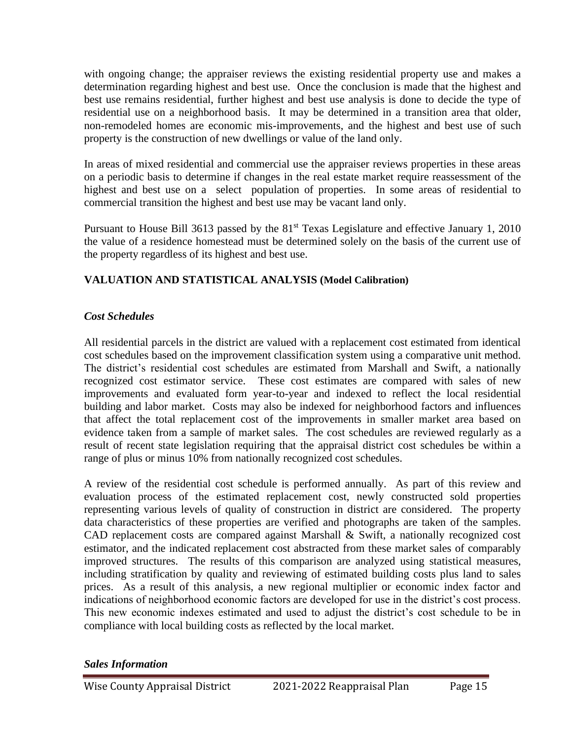with ongoing change; the appraiser reviews the existing residential property use and makes a determination regarding highest and best use. Once the conclusion is made that the highest and best use remains residential, further highest and best use analysis is done to decide the type of residential use on a neighborhood basis. It may be determined in a transition area that older, non-remodeled homes are economic mis-improvements, and the highest and best use of such property is the construction of new dwellings or value of the land only.

In areas of mixed residential and commercial use the appraiser reviews properties in these areas on a periodic basis to determine if changes in the real estate market require reassessment of the highest and best use on a select population of properties. In some areas of residential to commercial transition the highest and best use may be vacant land only.

Pursuant to House Bill 3613 passed by the 81st Texas Legislature and effective January 1, 2010 the value of a residence homestead must be determined solely on the basis of the current use of the property regardless of its highest and best use.

## VALUATION AND STATISTICAL ANALYSIS (Model Calibration)

### *Cost Schedules*

All residential parcels in the district are valued with a replacement cost estimated from identical cost schedules based on the improvement classification system using a comparative unit method. The district's residential cost schedules are estimated from Marshall and Swift, a nationally recognized cost estimator service. These cost estimates are compared with sales of new improvements and evaluated form year-to-year and indexed to reflect the local residential building and labor market. Costs may also be indexed for neighborhood factors and influences that affect the total replacement cost of the improvements in smaller market area based on evidence taken from a sample of market sales. The cost schedules are reviewed regularly as a result of recent state legislation requiring that the appraisal district cost schedules be within a range of plus or minus 10% from nationally recognized cost schedules.

A review of the residential cost schedule is performed annually. As part of this review and evaluation process of the estimated replacement cost, newly constructed sold properties representing various levels of quality of construction in district are considered. The property data characteristics of these properties are verified and photographs are taken of the samples. CAD replacement costs are compared against Marshall & Swift, a nationally recognized cost estimator, and the indicated replacement cost abstracted from these market sales of comparably improved structures. The results of this comparison are analyzed using statistical measures, including stratification by quality and reviewing of estimated building costs plus land to sales prices. As a result of this analysis, a new regional multiplier or economic index factor and indications of neighborhood economic factors are developed for use in the district's cost process. This new economic indexes estimated and used to adjust the district's cost schedule to be in compliance with local building costs as reflected by the local market.

### *Sales Information*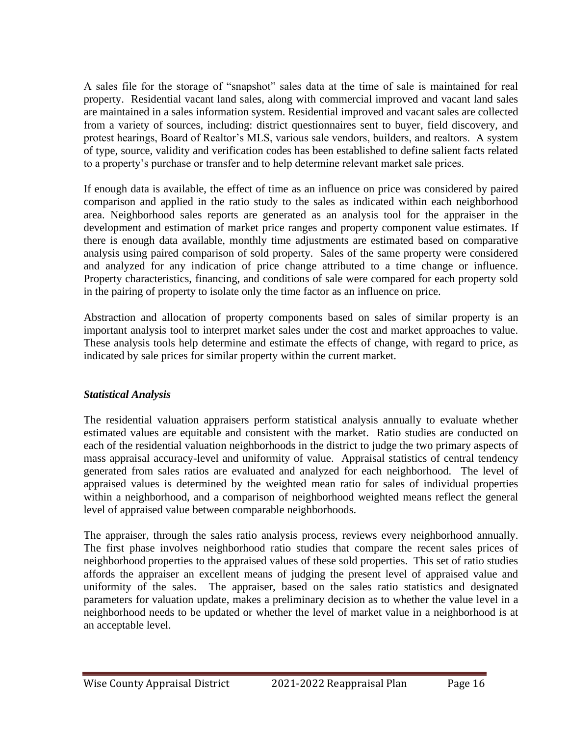A sales file for the storage of "snapshot" sales data at the time of sale is maintained for real property. Residential vacant land sales, along with commercial improved and vacant land sales are maintained in a sales information system. Residential improved and vacant sales are collected from a variety of sources, including: district questionnaires sent to buyer, field discovery, and protest hearings, Board of Realtor's MLS, various sale vendors, builders, and realtors. A system of type, source, validity and verification codes has been established to define salient facts related to a property's purchase or transfer and to help determine relevant market sale prices.

If enough data is available, the effect of time as an influence on price was considered by paired comparison and applied in the ratio study to the sales as indicated within each neighborhood area. Neighborhood sales reports are generated as an analysis tool for the appraiser in the development and estimation of market price ranges and property component value estimates. If there is enough data available, monthly time adjustments are estimated based on comparative analysis using paired comparison of sold property. Sales of the same property were considered and analyzed for any indication of price change attributed to a time change or influence. Property characteristics, financing, and conditions of sale were compared for each property sold in the pairing of property to isolate only the time factor as an influence on price.

Abstraction and allocation of property components based on sales of similar property is an important analysis tool to interpret market sales under the cost and market approaches to value. These analysis tools help determine and estimate the effects of change, with regard to price, as indicated by sale prices for similar property within the current market.

### *Statistical Analysis*

The residential valuation appraisers perform statistical analysis annually to evaluate whether estimated values are equitable and consistent with the market. Ratio studies are conducted on each of the residential valuation neighborhoods in the district to judge the two primary aspects of mass appraisal accuracy-level and uniformity of value. Appraisal statistics of central tendency generated from sales ratios are evaluated and analyzed for each neighborhood. The level of appraised values is determined by the weighted mean ratio for sales of individual properties within a neighborhood, and a comparison of neighborhood weighted means reflect the general level of appraised value between comparable neighborhoods.

The appraiser, through the sales ratio analysis process, reviews every neighborhood annually. The first phase involves neighborhood ratio studies that compare the recent sales prices of neighborhood properties to the appraised values of these sold properties. This set of ratio studies affords the appraiser an excellent means of judging the present level of appraised value and uniformity of the sales. The appraiser, based on the sales ratio statistics and designated parameters for valuation update, makes a preliminary decision as to whether the value level in a neighborhood needs to be updated or whether the level of market value in a neighborhood is at an acceptable level.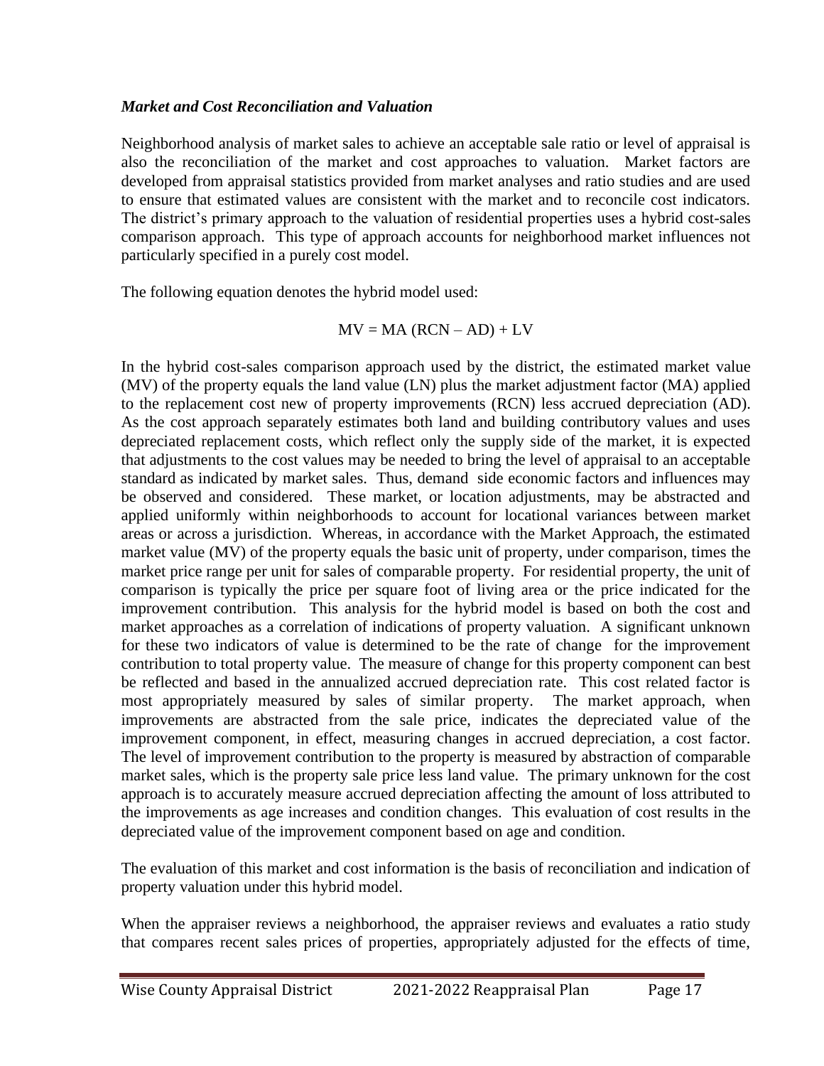### *Market and Cost Reconciliation and Valuation*

Neighborhood analysis of market sales to achieve an acceptable sale ratio or level of appraisal is also the reconciliation of the market and cost approaches to valuation. Market factors are developed from appraisal statistics provided from market analyses and ratio studies and are used to ensure that estimated values are consistent with the market and to reconcile cost indicators. The district's primary approach to the valuation of residential properties uses a hybrid cost-sales comparison approach. This type of approach accounts for neighborhood market influences not particularly specified in a purely cost model.

The following equation denotes the hybrid model used:

$$MV = MA\ (RCN - AD) + LV$$

In the hybrid cost-sales comparison approach used by the district, the estimated market value (MV) of the property equals the land value (LN) plus the market adjustment factor (MA) applied to the replacement cost new of property improvements (RCN) less accrued depreciation (AD). As the cost approach separately estimates both land and building contributory values and uses depreciated replacement costs, which reflect only the supply side of the market, it is expected that adjustments to the cost values may be needed to bring the level of appraisal to an acceptable standard as indicated by market sales. Thus, demand side economic factors and influences may be observed and considered. These market, or location adjustments, may be abstracted and applied uniformly within neighborhoods to account for locational variances between market areas or across a jurisdiction. Whereas, in accordance with the Market Approach, the estimated market value (MV) of the property equals the basic unit of property, under comparison, times the market price range per unit for sales of comparable property. For residential property, the unit of comparison is typically the price per square foot of living area or the price indicated for the improvement contribution. This analysis for the hybrid model is based on both the cost and market approaches as a correlation of indications of property valuation. A significant unknown for these two indicators of value is determined to be the rate of change for the improvement contribution to total property value. The measure of change for this property component can best be reflected and based in the annualized accrued depreciation rate. This cost related factor is most appropriately measured by sales of similar property. The market approach, when improvements are abstracted from the sale price, indicates the depreciated value of the improvement component, in effect, measuring changes in accrued depreciation, a cost factor. The level of improvement contribution to the property is measured by abstraction of comparable market sales, which is the property sale price less land value. The primary unknown for the cost approach is to accurately measure accrued depreciation affecting the amount of loss attributed to the improvements as age increases and condition changes. This evaluation of cost results in the depreciated value of the improvement component based on age and condition.

The evaluation of this market and cost information is the basis of reconciliation and indication of property valuation under this hybrid model.

When the appraiser reviews a neighborhood, the appraiser reviews and evaluates a ratio study that compares recent sales prices of properties, appropriately adjusted for the effects of time,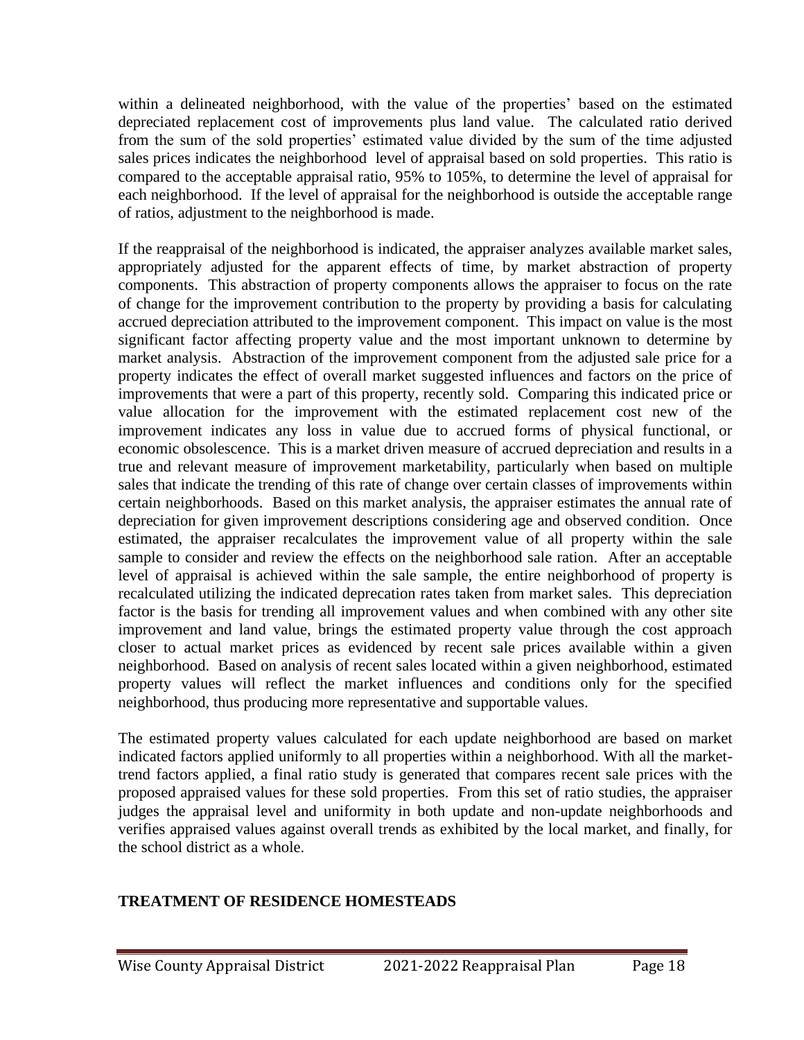within a delineated neighborhood, with the value of the properties' based on the estimated depreciated replacement cost of improvements plus land value. The calculated ratio derived from the sum of the sold properties' estimated value divided by the sum of the time adjusted sales prices indicates the neighborhood level of appraisal based on sold properties. This ratio is compared to the acceptable appraisal ratio, 95% to 105%, to determine the level of appraisal for each neighborhood. If the level of appraisal for the neighborhood is outside the acceptable range of ratios, adjustment to the neighborhood is made.

If the reappraisal of the neighborhood is indicated, the appraiser analyzes available market sales, appropriately adjusted for the apparent effects of time, by market abstraction of property components. This abstraction of property components allows the appraiser to focus on the rate of change for the improvement contribution to the property by providing a basis for calculating accrued depreciation attributed to the improvement component. This impact on value is the most significant factor affecting property value and the most important unknown to determine by market analysis. Abstraction of the improvement component from the adjusted sale price for a property indicates the effect of overall market suggested influences and factors on the price of improvements that were a part of this property, recently sold. Comparing this indicated price or value allocation for the improvement with the estimated replacement cost new of the improvement indicates any loss in value due to accrued forms of physical functional, or economic obsolescence. This is a market driven measure of accrued depreciation and results in a true and relevant measure of improvement marketability, particularly when based on multiple sales that indicate the trending of this rate of change over certain classes of improvements within certain neighborhoods. Based on this market analysis, the appraiser estimates the annual rate of depreciation for given improvement descriptions considering age and observed condition. Once estimated, the appraiser recalculates the improvement value of all property within the sale sample to consider and review the effects on the neighborhood sale ration. After an acceptable level of appraisal is achieved within the sale sample, the entire neighborhood of property is recalculated utilizing the indicated deprecation rates taken from market sales. This depreciation factor is the basis for trending all improvement values and when combined with any other site improvement and land value, brings the estimated property value through the cost approach closer to actual market prices as evidenced by recent sale prices available within a given neighborhood. Based on analysis of recent sales located within a given neighborhood, estimated property values will reflect the market influences and conditions only for the specified neighborhood, thus producing more representative and supportable values.

The estimated property values calculated for each update neighborhood are based on market indicated factors applied uniformly to all properties within a neighborhood. With all the market-trend factors applied, a final ratio study is generated that compares recent sale prices with the proposed appraised values for these sold properties. From this set of ratio studies, the appraiser judges the appraisal level and uniformity in both update and non-update neighborhoods and verifies appraised values against overall trends as exhibited by the local market, and finally, for the school district as a whole.

## TREATMENT OF RESIDENCE HOMESTEADS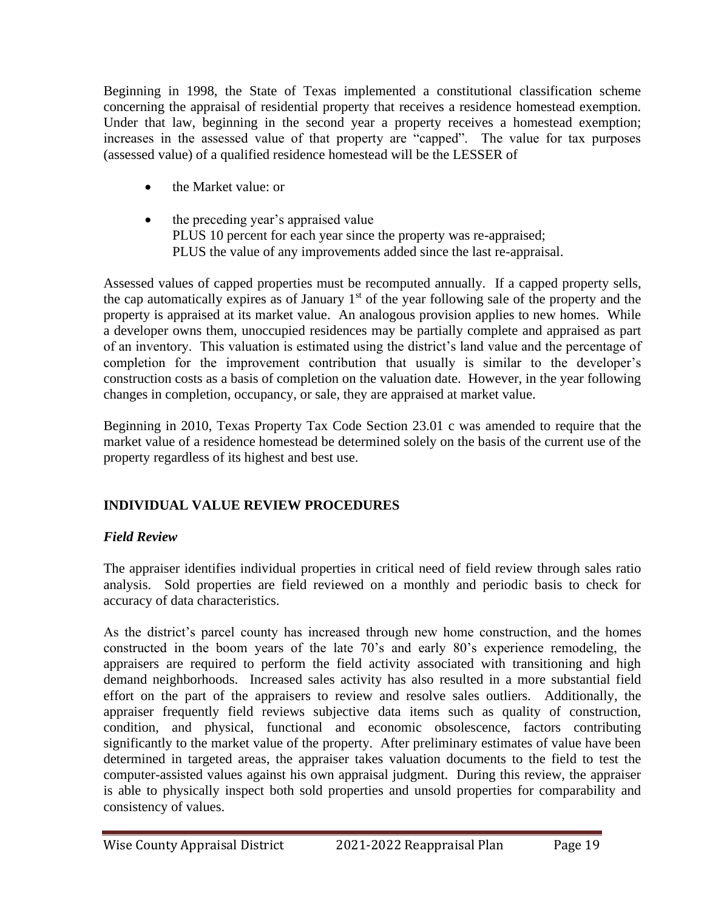Beginning in 1998, the State of Texas implemented a constitutional classification scheme concerning the appraisal of residential property that receives a residence homestead exemption. Under that law, beginning in the second year a property receives a homestead exemption; increases in the assessed value of that property are "capped". The value for tax purposes (assessed value) of a qualified residence homestead will be the LESSER of

- the Market value: or
- the preceding year's appraised value
  PLUS 10 percent for each year since the property was re-appraised;
  PLUS the value of any improvements added since the last re-appraisal.

Assessed values of capped properties must be recomputed annually. If a capped property sells, the cap automatically expires as of January 1st of the year following sale of the property and the property is appraised at its market value. An analogous provision applies to new homes. While a developer owns them, unoccupied residences may be partially complete and appraised as part of an inventory. This valuation is estimated using the district's land value and the percentage of completion for the improvement contribution that usually is similar to the developer's construction costs as a basis of completion on the valuation date. However, in the year following changes in completion, occupancy, or sale, they are appraised at market value.

Beginning in 2010, Texas Property Tax Code Section 23.01 c was amended to require that the market value of a residence homestead be determined solely on the basis of the current use of the property regardless of its highest and best use.

## INDIVIDUAL VALUE REVIEW PROCEDURES

### *Field Review*

The appraiser identifies individual properties in critical need of field review through sales ratio analysis. Sold properties are field reviewed on a monthly and periodic basis to check for accuracy of data characteristics.

As the district's parcel county has increased through new home construction, and the homes constructed in the boom years of the late 70's and early 80's experience remodeling, the appraisers are required to perform the field activity associated with transitioning and high demand neighborhoods. Increased sales activity has also resulted in a more substantial field effort on the part of the appraisers to review and resolve sales outliers. Additionally, the appraiser frequently field reviews subjective data items such as quality of construction, condition, and physical, functional and economic obsolescence, factors contributing significantly to the market value of the property. After preliminary estimates of value have been determined in targeted areas, the appraiser takes valuation documents to the field to test the computer-assisted values against his own appraisal judgment. During this review, the appraiser is able to physically inspect both sold properties and unsold properties for comparability and consistency of values.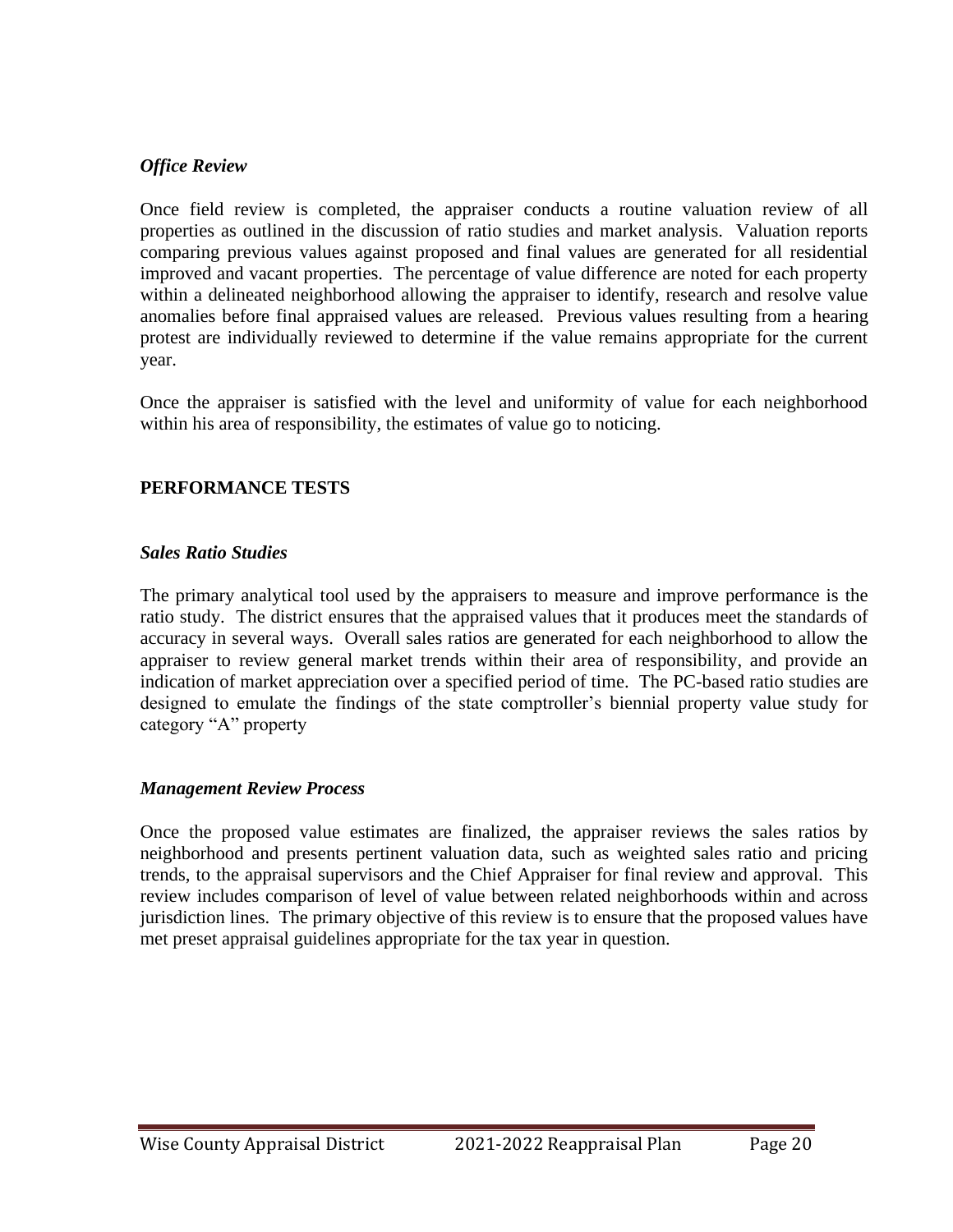### *Office Review*

Once field review is completed, the appraiser conducts a routine valuation review of all properties as outlined in the discussion of ratio studies and market analysis. Valuation reports comparing previous values against proposed and final values are generated for all residential improved and vacant properties. The percentage of value difference are noted for each property within a delineated neighborhood allowing the appraiser to identify, research and resolve value anomalies before final appraised values are released. Previous values resulting from a hearing protest are individually reviewed to determine if the value remains appropriate for the current year.

Once the appraiser is satisfied with the level and uniformity of value for each neighborhood within his area of responsibility, the estimates of value go to noticing.

## PERFORMANCE TESTS

### *Sales Ratio Studies*

The primary analytical tool used by the appraisers to measure and improve performance is the ratio study. The district ensures that the appraised values that it produces meet the standards of accuracy in several ways. Overall sales ratios are generated for each neighborhood to allow the appraiser to review general market trends within their area of responsibility, and provide an indication of market appreciation over a specified period of time. The PC-based ratio studies are designed to emulate the findings of the state comptroller's biennial property value study for category "A" property

### *Management Review Process*

Once the proposed value estimates are finalized, the appraiser reviews the sales ratios by neighborhood and presents pertinent valuation data, such as weighted sales ratio and pricing trends, to the appraisal supervisors and the Chief Appraiser for final review and approval. This review includes comparison of level of value between related neighborhoods within and across jurisdiction lines. The primary objective of this review is to ensure that the proposed values have met preset appraisal guidelines appropriate for the tax year in question.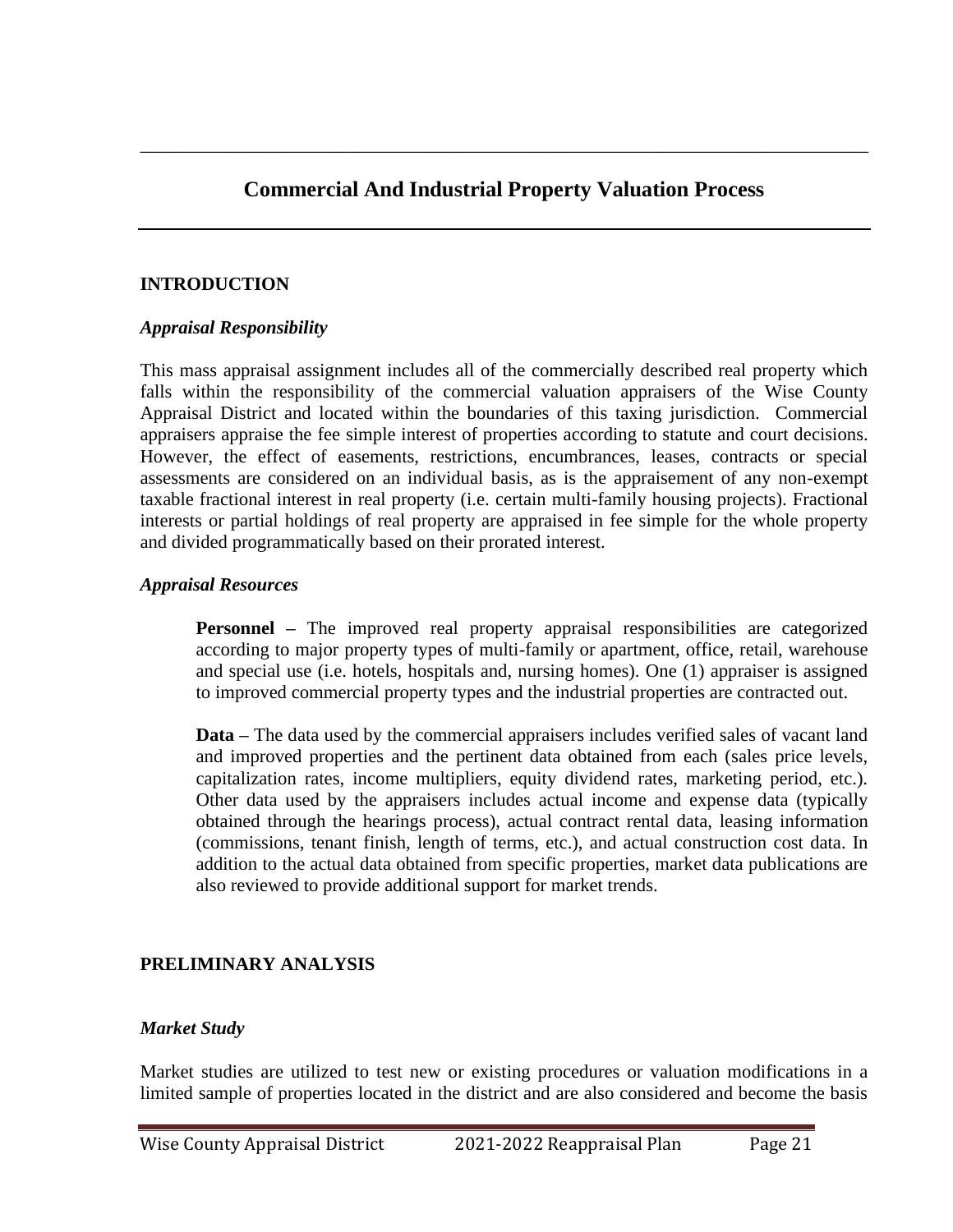# Commercial And Industrial Property Valuation Process

## INTRODUCTION

### *Appraisal Responsibility*

This mass appraisal assignment includes all of the commercially described real property which falls within the responsibility of the commercial valuation appraisers of the Wise County Appraisal District and located within the boundaries of this taxing jurisdiction. Commercial appraisers appraise the fee simple interest of properties according to statute and court decisions. However, the effect of easements, restrictions, encumbrances, leases, contracts or special assessments are considered on an individual basis, as is the appraisement of any non-exempt taxable fractional interest in real property (i.e. certain multi-family housing projects). Fractional interests or partial holdings of real property are appraised in fee simple for the whole property and divided programmatically based on their prorated interest.

### *Appraisal Resources*

**Personnel –** The improved real property appraisal responsibilities are categorized according to major property types of multi-family or apartment, office, retail, warehouse and special use (i.e. hotels, hospitals and, nursing homes). One (1) appraiser is assigned to improved commercial property types and the industrial properties are contracted out.

**Data –** The data used by the commercial appraisers includes verified sales of vacant land and improved properties and the pertinent data obtained from each (sales price levels, capitalization rates, income multipliers, equity dividend rates, marketing period, etc.). Other data used by the appraisers includes actual income and expense data (typically obtained through the hearings process), actual contract rental data, leasing information (commissions, tenant finish, length of terms, etc.), and actual construction cost data. In addition to the actual data obtained from specific properties, market data publications are also reviewed to provide additional support for market trends.

## PRELIMINARY ANALYSIS

### *Market Study*

Market studies are utilized to test new or existing procedures or valuation modifications in a limited sample of properties located in the district and are also considered and become the basis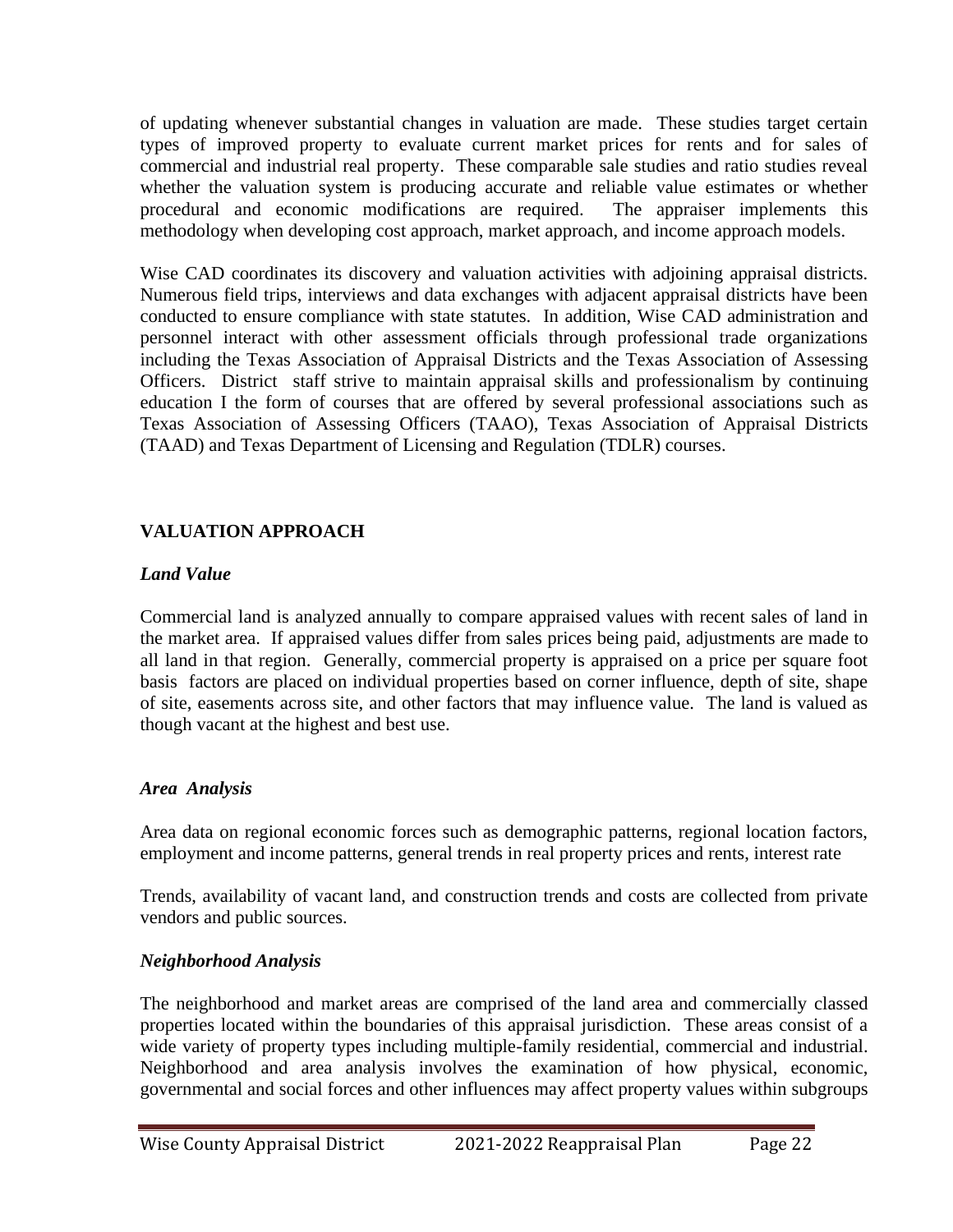of updating whenever substantial changes in valuation are made. These studies target certain types of improved property to evaluate current market prices for rents and for sales of commercial and industrial real property. These comparable sale studies and ratio studies reveal whether the valuation system is producing accurate and reliable value estimates or whether procedural and economic modifications are required. The appraiser implements this methodology when developing cost approach, market approach, and income approach models.

Wise CAD coordinates its discovery and valuation activities with adjoining appraisal districts. Numerous field trips, interviews and data exchanges with adjacent appraisal districts have been conducted to ensure compliance with state statutes. In addition, Wise CAD administration and personnel interact with other assessment officials through professional trade organizations including the Texas Association of Appraisal Districts and the Texas Association of Assessing Officers. District staff strive to maintain appraisal skills and professionalism by continuing education I the form of courses that are offered by several professional associations such as Texas Association of Assessing Officers (TAAO), Texas Association of Appraisal Districts (TAAD) and Texas Department of Licensing and Regulation (TDLR) courses.

## VALUATION APPROACH

### *Land Value*

Commercial land is analyzed annually to compare appraised values with recent sales of land in the market area. If appraised values differ from sales prices being paid, adjustments are made to all land in that region. Generally, commercial property is appraised on a price per square foot basis factors are placed on individual properties based on corner influence, depth of site, shape of site, easements across site, and other factors that may influence value. The land is valued as though vacant at the highest and best use.

### *Area Analysis*

Area data on regional economic forces such as demographic patterns, regional location factors, employment and income patterns, general trends in real property prices and rents, interest rate

Trends, availability of vacant land, and construction trends and costs are collected from private vendors and public sources.

### *Neighborhood Analysis*

The neighborhood and market areas are comprised of the land area and commercially classed properties located within the boundaries of this appraisal jurisdiction. These areas consist of a wide variety of property types including multiple-family residential, commercial and industrial. Neighborhood and area analysis involves the examination of how physical, economic, governmental and social forces and other influences may affect property values within subgroups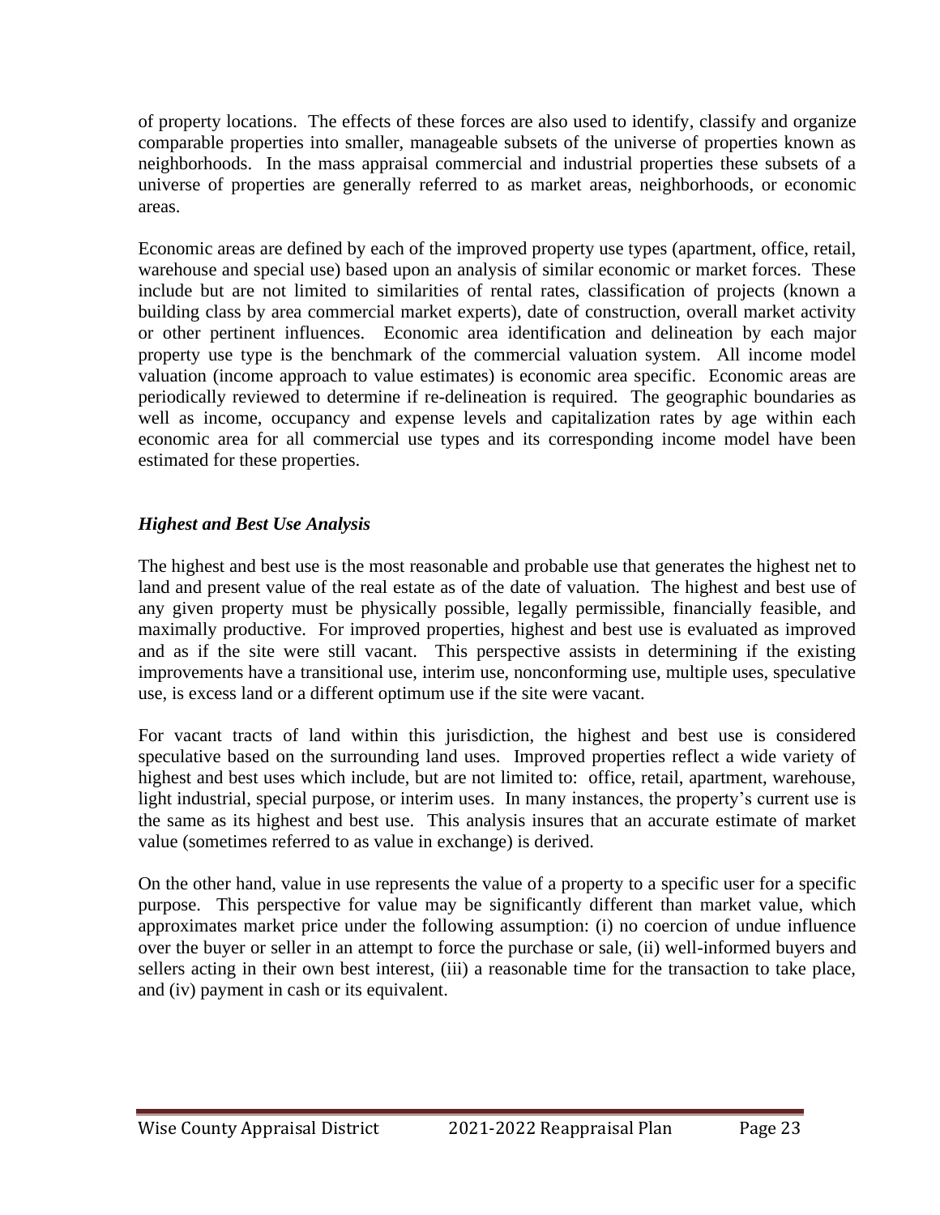of property locations. The effects of these forces are also used to identify, classify and organize comparable properties into smaller, manageable subsets of the universe of properties known as neighborhoods. In the mass appraisal commercial and industrial properties these subsets of a universe of properties are generally referred to as market areas, neighborhoods, or economic areas.

Economic areas are defined by each of the improved property use types (apartment, office, retail, warehouse and special use) based upon an analysis of similar economic or market forces. These include but are not limited to similarities of rental rates, classification of projects (known a building class by area commercial market experts), date of construction, overall market activity or other pertinent influences. Economic area identification and delineation by each major property use type is the benchmark of the commercial valuation system. All income model valuation (income approach to value estimates) is economic area specific. Economic areas are periodically reviewed to determine if re-delineation is required. The geographic boundaries as well as income, occupancy and expense levels and capitalization rates by age within each economic area for all commercial use types and its corresponding income model have been estimated for these properties.

### *Highest and Best Use Analysis*

The highest and best use is the most reasonable and probable use that generates the highest net to land and present value of the real estate as of the date of valuation. The highest and best use of any given property must be physically possible, legally permissible, financially feasible, and maximally productive. For improved properties, highest and best use is evaluated as improved and as if the site were still vacant. This perspective assists in determining if the existing improvements have a transitional use, interim use, nonconforming use, multiple uses, speculative use, is excess land or a different optimum use if the site were vacant.

For vacant tracts of land within this jurisdiction, the highest and best use is considered speculative based on the surrounding land uses. Improved properties reflect a wide variety of highest and best uses which include, but are not limited to: office, retail, apartment, warehouse, light industrial, special purpose, or interim uses. In many instances, the property's current use is the same as its highest and best use. This analysis insures that an accurate estimate of market value (sometimes referred to as value in exchange) is derived.

On the other hand, value in use represents the value of a property to a specific user for a specific purpose. This perspective for value may be significantly different than market value, which approximates market price under the following assumption: (i) no coercion of undue influence over the buyer or seller in an attempt to force the purchase or sale, (ii) well-informed buyers and sellers acting in their own best interest, (iii) a reasonable time for the transaction to take place, and (iv) payment in cash or its equivalent.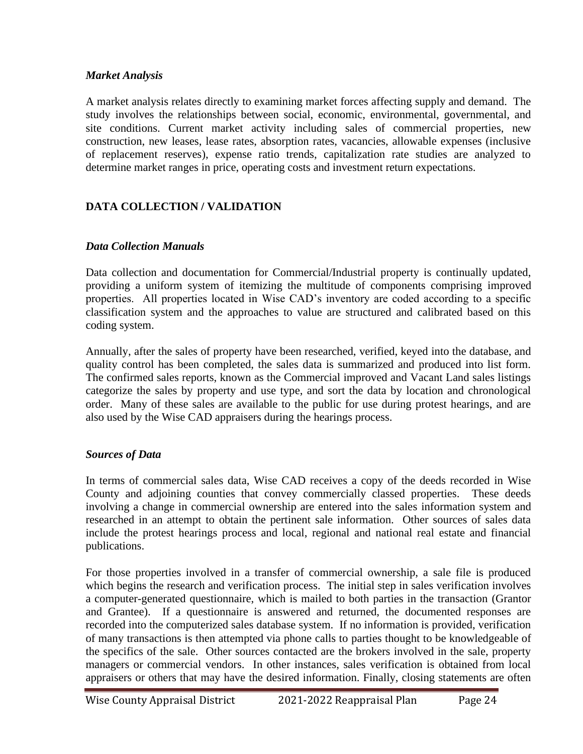### *Market Analysis*

A market analysis relates directly to examining market forces affecting supply and demand. The study involves the relationships between social, economic, environmental, governmental, and site conditions. Current market activity including sales of commercial properties, new construction, new leases, lease rates, absorption rates, vacancies, allowable expenses (inclusive of replacement reserves), expense ratio trends, capitalization rate studies are analyzed to determine market ranges in price, operating costs and investment return expectations.

## DATA COLLECTION / VALIDATION

### *Data Collection Manuals*

Data collection and documentation for Commercial/Industrial property is continually updated, providing a uniform system of itemizing the multitude of components comprising improved properties. All properties located in Wise CAD's inventory are coded according to a specific classification system and the approaches to value are structured and calibrated based on this coding system.

Annually, after the sales of property have been researched, verified, keyed into the database, and quality control has been completed, the sales data is summarized and produced into list form. The confirmed sales reports, known as the Commercial improved and Vacant Land sales listings categorize the sales by property and use type, and sort the data by location and chronological order. Many of these sales are available to the public for use during protest hearings, and are also used by the Wise CAD appraisers during the hearings process.

### *Sources of Data*

In terms of commercial sales data, Wise CAD receives a copy of the deeds recorded in Wise County and adjoining counties that convey commercially classed properties. These deeds involving a change in commercial ownership are entered into the sales information system and researched in an attempt to obtain the pertinent sale information. Other sources of sales data include the protest hearings process and local, regional and national real estate and financial publications.

For those properties involved in a transfer of commercial ownership, a sale file is produced which begins the research and verification process. The initial step in sales verification involves a computer-generated questionnaire, which is mailed to both parties in the transaction (Grantor and Grantee). If a questionnaire is answered and returned, the documented responses are recorded into the computerized sales database system. If no information is provided, verification of many transactions is then attempted via phone calls to parties thought to be knowledgeable of the specifics of the sale. Other sources contacted are the brokers involved in the sale, property managers or commercial vendors. In other instances, sales verification is obtained from local appraisers or others that may have the desired information. Finally, closing statements are often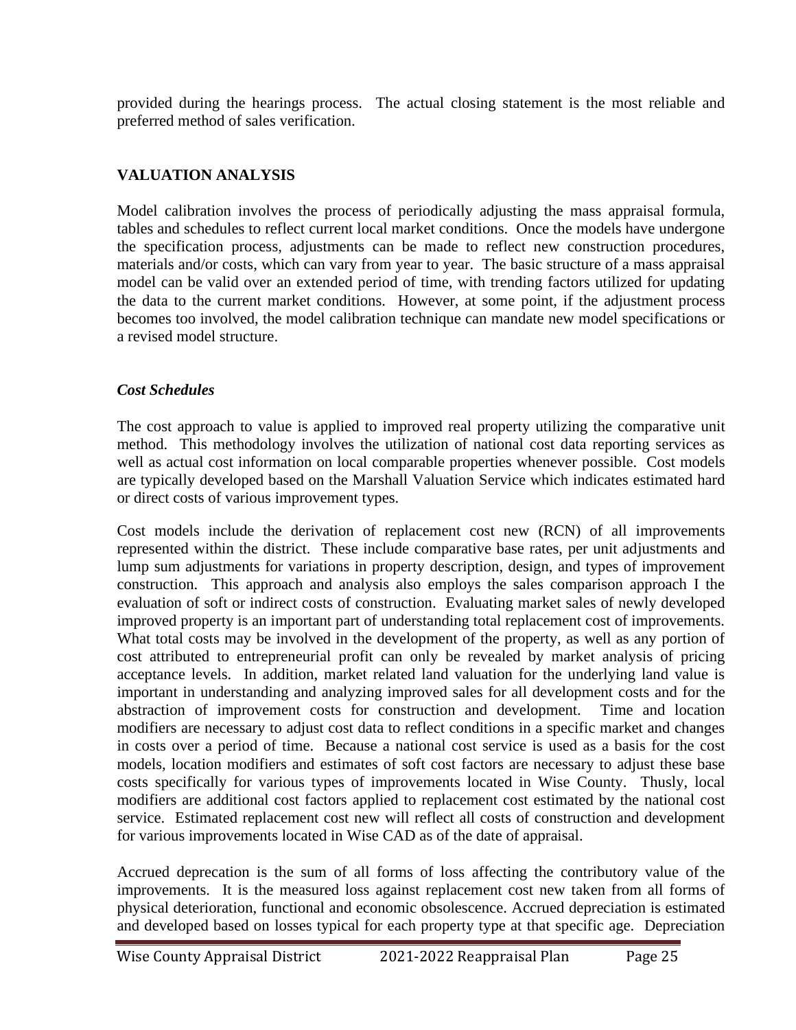provided during the hearings process. The actual closing statement is the most reliable and preferred method of sales verification.

## VALUATION ANALYSIS

Model calibration involves the process of periodically adjusting the mass appraisal formula, tables and schedules to reflect current local market conditions. Once the models have undergone the specification process, adjustments can be made to reflect new construction procedures, materials and/or costs, which can vary from year to year. The basic structure of a mass appraisal model can be valid over an extended period of time, with trending factors utilized for updating the data to the current market conditions. However, at some point, if the adjustment process becomes too involved, the model calibration technique can mandate new model specifications or a revised model structure.

### *Cost Schedules*

The cost approach to value is applied to improved real property utilizing the comparative unit method. This methodology involves the utilization of national cost data reporting services as well as actual cost information on local comparable properties whenever possible. Cost models are typically developed based on the Marshall Valuation Service which indicates estimated hard or direct costs of various improvement types.

Cost models include the derivation of replacement cost new (RCN) of all improvements represented within the district. These include comparative base rates, per unit adjustments and lump sum adjustments for variations in property description, design, and types of improvement construction. This approach and analysis also employs the sales comparison approach I the evaluation of soft or indirect costs of construction. Evaluating market sales of newly developed improved property is an important part of understanding total replacement cost of improvements. What total costs may be involved in the development of the property, as well as any portion of cost attributed to entrepreneurial profit can only be revealed by market analysis of pricing acceptance levels. In addition, market related land valuation for the underlying land value is important in understanding and analyzing improved sales for all development costs and for the abstraction of improvement costs for construction and development. Time and location modifiers are necessary to adjust cost data to reflect conditions in a specific market and changes in costs over a period of time. Because a national cost service is used as a basis for the cost models, location modifiers and estimates of soft cost factors are necessary to adjust these base costs specifically for various types of improvements located in Wise County. Thusly, local modifiers are additional cost factors applied to replacement cost estimated by the national cost service. Estimated replacement cost new will reflect all costs of construction and development for various improvements located in Wise CAD as of the date of appraisal.

Accrued deprecation is the sum of all forms of loss affecting the contributory value of the improvements. It is the measured loss against replacement cost new taken from all forms of physical deterioration, functional and economic obsolescence. Accrued depreciation is estimated and developed based on losses typical for each property type at that specific age. Depreciation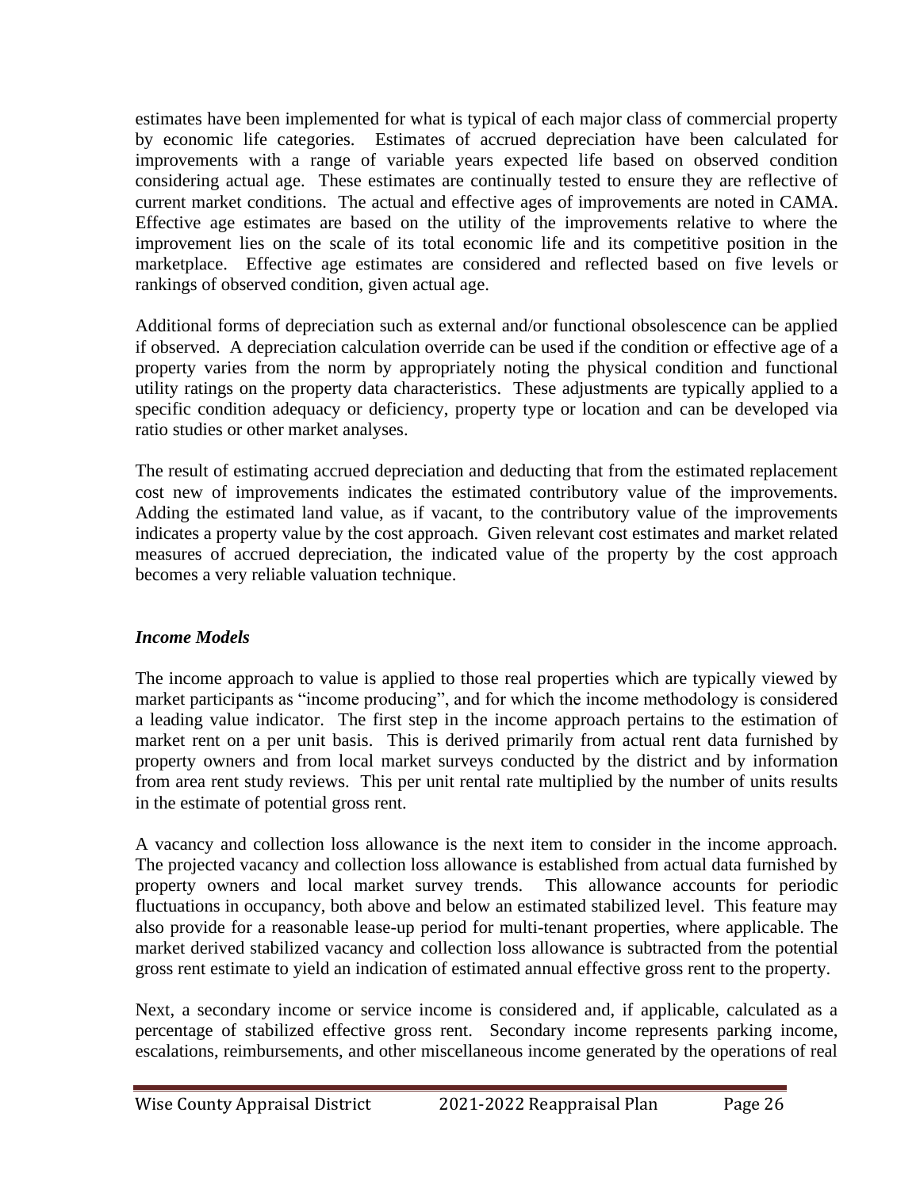estimates have been implemented for what is typical of each major class of commercial property by economic life categories. Estimates of accrued depreciation have been calculated for improvements with a range of variable years expected life based on observed condition considering actual age. These estimates are continually tested to ensure they are reflective of current market conditions. The actual and effective ages of improvements are noted in CAMA. Effective age estimates are based on the utility of the improvements relative to where the improvement lies on the scale of its total economic life and its competitive position in the marketplace. Effective age estimates are considered and reflected based on five levels or rankings of observed condition, given actual age.

Additional forms of depreciation such as external and/or functional obsolescence can be applied if observed. A depreciation calculation override can be used if the condition or effective age of a property varies from the norm by appropriately noting the physical condition and functional utility ratings on the property data characteristics. These adjustments are typically applied to a specific condition adequacy or deficiency, property type or location and can be developed via ratio studies or other market analyses.

The result of estimating accrued depreciation and deducting that from the estimated replacement cost new of improvements indicates the estimated contributory value of the improvements. Adding the estimated land value, as if vacant, to the contributory value of the improvements indicates a property value by the cost approach. Given relevant cost estimates and market related measures of accrued depreciation, the indicated value of the property by the cost approach becomes a very reliable valuation technique.

***Income Models***

The income approach to value is applied to those real properties which are typically viewed by market participants as "income producing", and for which the income methodology is considered a leading value indicator. The first step in the income approach pertains to the estimation of market rent on a per unit basis. This is derived primarily from actual rent data furnished by property owners and from local market surveys conducted by the district and by information from area rent study reviews. This per unit rental rate multiplied by the number of units results in the estimate of potential gross rent.

A vacancy and collection loss allowance is the next item to consider in the income approach. The projected vacancy and collection loss allowance is established from actual data furnished by property owners and local market survey trends. This allowance accounts for periodic fluctuations in occupancy, both above and below an estimated stabilized level. This feature may also provide for a reasonable lease-up period for multi-tenant properties, where applicable. The market derived stabilized vacancy and collection loss allowance is subtracted from the potential gross rent estimate to yield an indication of estimated annual effective gross rent to the property.

Next, a secondary income or service income is considered and, if applicable, calculated as a percentage of stabilized effective gross rent. Secondary income represents parking income, escalations, reimbursements, and other miscellaneous income generated by the operations of real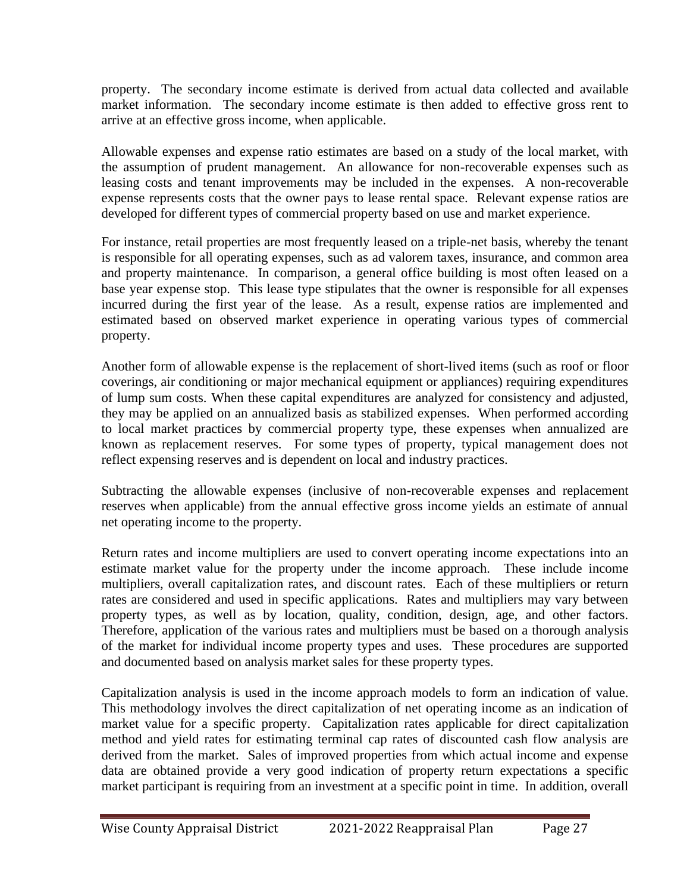property. The secondary income estimate is derived from actual data collected and available market information. The secondary income estimate is then added to effective gross rent to arrive at an effective gross income, when applicable.

Allowable expenses and expense ratio estimates are based on a study of the local market, with the assumption of prudent management. An allowance for non-recoverable expenses such as leasing costs and tenant improvements may be included in the expenses. A non-recoverable expense represents costs that the owner pays to lease rental space. Relevant expense ratios are developed for different types of commercial property based on use and market experience.

For instance, retail properties are most frequently leased on a triple-net basis, whereby the tenant is responsible for all operating expenses, such as ad valorem taxes, insurance, and common area and property maintenance. In comparison, a general office building is most often leased on a base year expense stop. This lease type stipulates that the owner is responsible for all expenses incurred during the first year of the lease. As a result, expense ratios are implemented and estimated based on observed market experience in operating various types of commercial property.

Another form of allowable expense is the replacement of short-lived items (such as roof or floor coverings, air conditioning or major mechanical equipment or appliances) requiring expenditures of lump sum costs. When these capital expenditures are analyzed for consistency and adjusted, they may be applied on an annualized basis as stabilized expenses. When performed according to local market practices by commercial property type, these expenses when annualized are known as replacement reserves. For some types of property, typical management does not reflect expensing reserves and is dependent on local and industry practices.

Subtracting the allowable expenses (inclusive of non-recoverable expenses and replacement reserves when applicable) from the annual effective gross income yields an estimate of annual net operating income to the property.

Return rates and income multipliers are used to convert operating income expectations into an estimate market value for the property under the income approach. These include income multipliers, overall capitalization rates, and discount rates. Each of these multipliers or return rates are considered and used in specific applications. Rates and multipliers may vary between property types, as well as by location, quality, condition, design, age, and other factors. Therefore, application of the various rates and multipliers must be based on a thorough analysis of the market for individual income property types and uses. These procedures are supported and documented based on analysis market sales for these property types.

Capitalization analysis is used in the income approach models to form an indication of value. This methodology involves the direct capitalization of net operating income as an indication of market value for a specific property. Capitalization rates applicable for direct capitalization method and yield rates for estimating terminal cap rates of discounted cash flow analysis are derived from the market. Sales of improved properties from which actual income and expense data are obtained provide a very good indication of property return expectations a specific market participant is requiring from an investment at a specific point in time. In addition, overall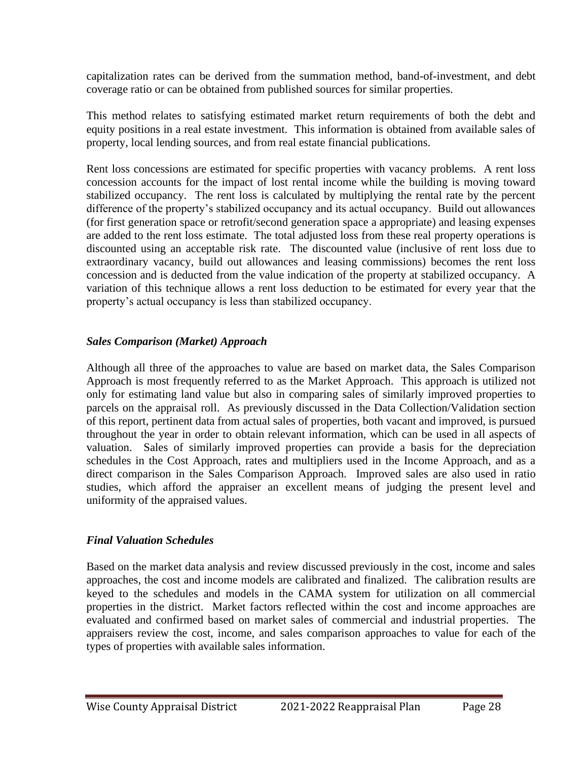capitalization rates can be derived from the summation method, band-of-investment, and debt coverage ratio or can be obtained from published sources for similar properties.

This method relates to satisfying estimated market return requirements of both the debt and equity positions in a real estate investment. This information is obtained from available sales of property, local lending sources, and from real estate financial publications.

Rent loss concessions are estimated for specific properties with vacancy problems. A rent loss concession accounts for the impact of lost rental income while the building is moving toward stabilized occupancy. The rent loss is calculated by multiplying the rental rate by the percent difference of the property's stabilized occupancy and its actual occupancy. Build out allowances (for first generation space or retrofit/second generation space a appropriate) and leasing expenses are added to the rent loss estimate. The total adjusted loss from these real property operations is discounted using an acceptable risk rate. The discounted value (inclusive of rent loss due to extraordinary vacancy, build out allowances and leasing commissions) becomes the rent loss concession and is deducted from the value indication of the property at stabilized occupancy. A variation of this technique allows a rent loss deduction to be estimated for every year that the property's actual occupancy is less than stabilized occupancy.

### *Sales Comparison (Market) Approach*

Although all three of the approaches to value are based on market data, the Sales Comparison Approach is most frequently referred to as the Market Approach. This approach is utilized not only for estimating land value but also in comparing sales of similarly improved properties to parcels on the appraisal roll. As previously discussed in the Data Collection/Validation section of this report, pertinent data from actual sales of properties, both vacant and improved, is pursued throughout the year in order to obtain relevant information, which can be used in all aspects of valuation. Sales of similarly improved properties can provide a basis for the depreciation schedules in the Cost Approach, rates and multipliers used in the Income Approach, and as a direct comparison in the Sales Comparison Approach. Improved sales are also used in ratio studies, which afford the appraiser an excellent means of judging the present level and uniformity of the appraised values.

### *Final Valuation Schedules*

Based on the market data analysis and review discussed previously in the cost, income and sales approaches, the cost and income models are calibrated and finalized. The calibration results are keyed to the schedules and models in the CAMA system for utilization on all commercial properties in the district. Market factors reflected within the cost and income approaches are evaluated and confirmed based on market sales of commercial and industrial properties. The appraisers review the cost, income, and sales comparison approaches to value for each of the types of properties with available sales information.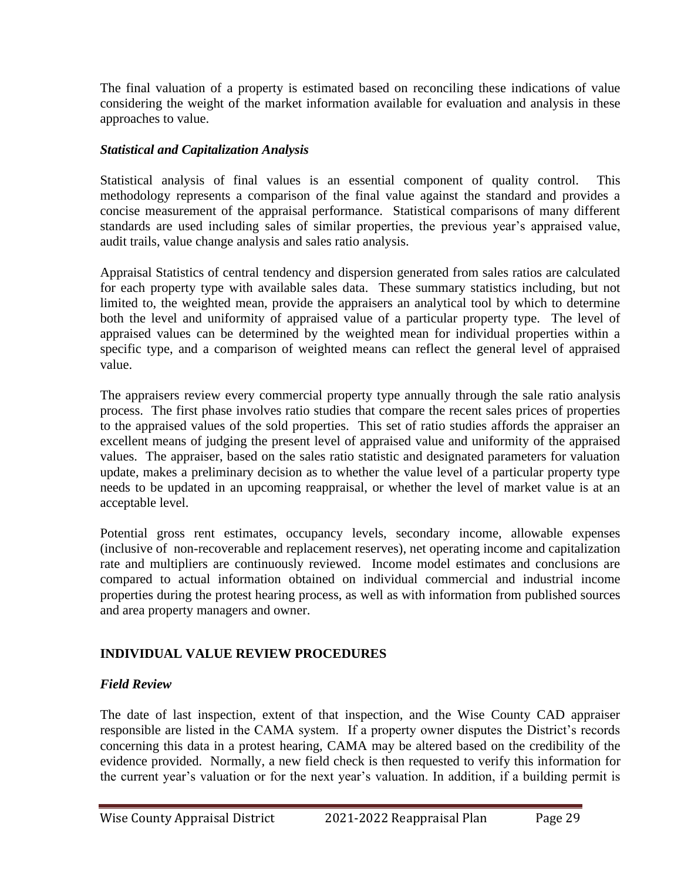The final valuation of a property is estimated based on reconciling these indications of value considering the weight of the market information available for evaluation and analysis in these approaches to value.

### *Statistical and Capitalization Analysis*

Statistical analysis of final values is an essential component of quality control. This methodology represents a comparison of the final value against the standard and provides a concise measurement of the appraisal performance. Statistical comparisons of many different standards are used including sales of similar properties, the previous year's appraised value, audit trails, value change analysis and sales ratio analysis.

Appraisal Statistics of central tendency and dispersion generated from sales ratios are calculated for each property type with available sales data. These summary statistics including, but not limited to, the weighted mean, provide the appraisers an analytical tool by which to determine both the level and uniformity of appraised value of a particular property type. The level of appraised values can be determined by the weighted mean for individual properties within a specific type, and a comparison of weighted means can reflect the general level of appraised value.

The appraisers review every commercial property type annually through the sale ratio analysis process. The first phase involves ratio studies that compare the recent sales prices of properties to the appraised values of the sold properties. This set of ratio studies affords the appraiser an excellent means of judging the present level of appraised value and uniformity of the appraised values. The appraiser, based on the sales ratio statistic and designated parameters for valuation update, makes a preliminary decision as to whether the value level of a particular property type needs to be updated in an upcoming reappraisal, or whether the level of market value is at an acceptable level.

Potential gross rent estimates, occupancy levels, secondary income, allowable expenses (inclusive of non-recoverable and replacement reserves), net operating income and capitalization rate and multipliers are continuously reviewed. Income model estimates and conclusions are compared to actual information obtained on individual commercial and industrial income properties during the protest hearing process, as well as with information from published sources and area property managers and owner.

## INDIVIDUAL VALUE REVIEW PROCEDURES

### *Field Review*

The date of last inspection, extent of that inspection, and the Wise County CAD appraiser responsible are listed in the CAMA system. If a property owner disputes the District's records concerning this data in a protest hearing, CAMA may be altered based on the credibility of the evidence provided. Normally, a new field check is then requested to verify this information for the current year's valuation or for the next year's valuation. In addition, if a building permit is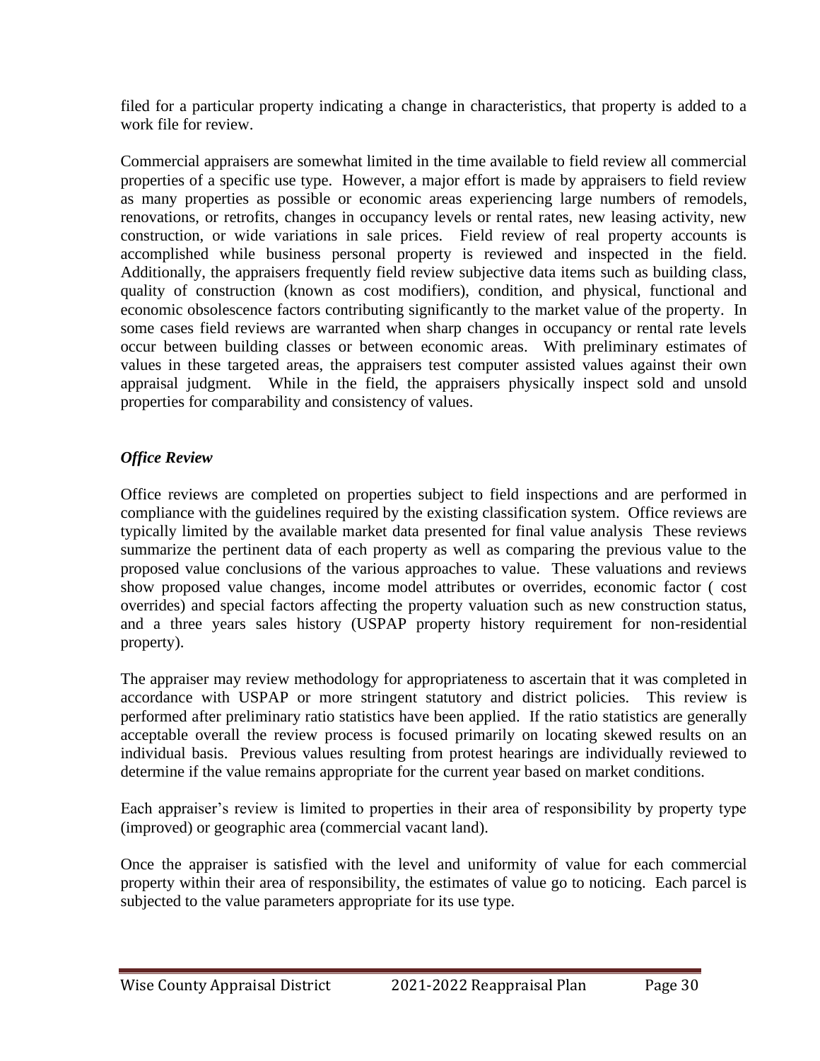filed for a particular property indicating a change in characteristics, that property is added to a work file for review.

Commercial appraisers are somewhat limited in the time available to field review all commercial properties of a specific use type. However, a major effort is made by appraisers to field review as many properties as possible or economic areas experiencing large numbers of remodels, renovations, or retrofits, changes in occupancy levels or rental rates, new leasing activity, new construction, or wide variations in sale prices. Field review of real property accounts is accomplished while business personal property is reviewed and inspected in the field. Additionally, the appraisers frequently field review subjective data items such as building class, quality of construction (known as cost modifiers), condition, and physical, functional and economic obsolescence factors contributing significantly to the market value of the property. In some cases field reviews are warranted when sharp changes in occupancy or rental rate levels occur between building classes or between economic areas. With preliminary estimates of values in these targeted areas, the appraisers test computer assisted values against their own appraisal judgment. While in the field, the appraisers physically inspect sold and unsold properties for comparability and consistency of values.

### *Office Review*

Office reviews are completed on properties subject to field inspections and are performed in compliance with the guidelines required by the existing classification system. Office reviews are typically limited by the available market data presented for final value analysis These reviews summarize the pertinent data of each property as well as comparing the previous value to the proposed value conclusions of the various approaches to value. These valuations and reviews show proposed value changes, income model attributes or overrides, economic factor ( cost overrides) and special factors affecting the property valuation such as new construction status, and a three years sales history (USPAP property history requirement for non-residential property).

The appraiser may review methodology for appropriateness to ascertain that it was completed in accordance with USPAP or more stringent statutory and district policies. This review is performed after preliminary ratio statistics have been applied. If the ratio statistics are generally acceptable overall the review process is focused primarily on locating skewed results on an individual basis. Previous values resulting from protest hearings are individually reviewed to determine if the value remains appropriate for the current year based on market conditions.

Each appraiser's review is limited to properties in their area of responsibility by property type (improved) or geographic area (commercial vacant land).

Once the appraiser is satisfied with the level and uniformity of value for each commercial property within their area of responsibility, the estimates of value go to noticing. Each parcel is subjected to the value parameters appropriate for its use type.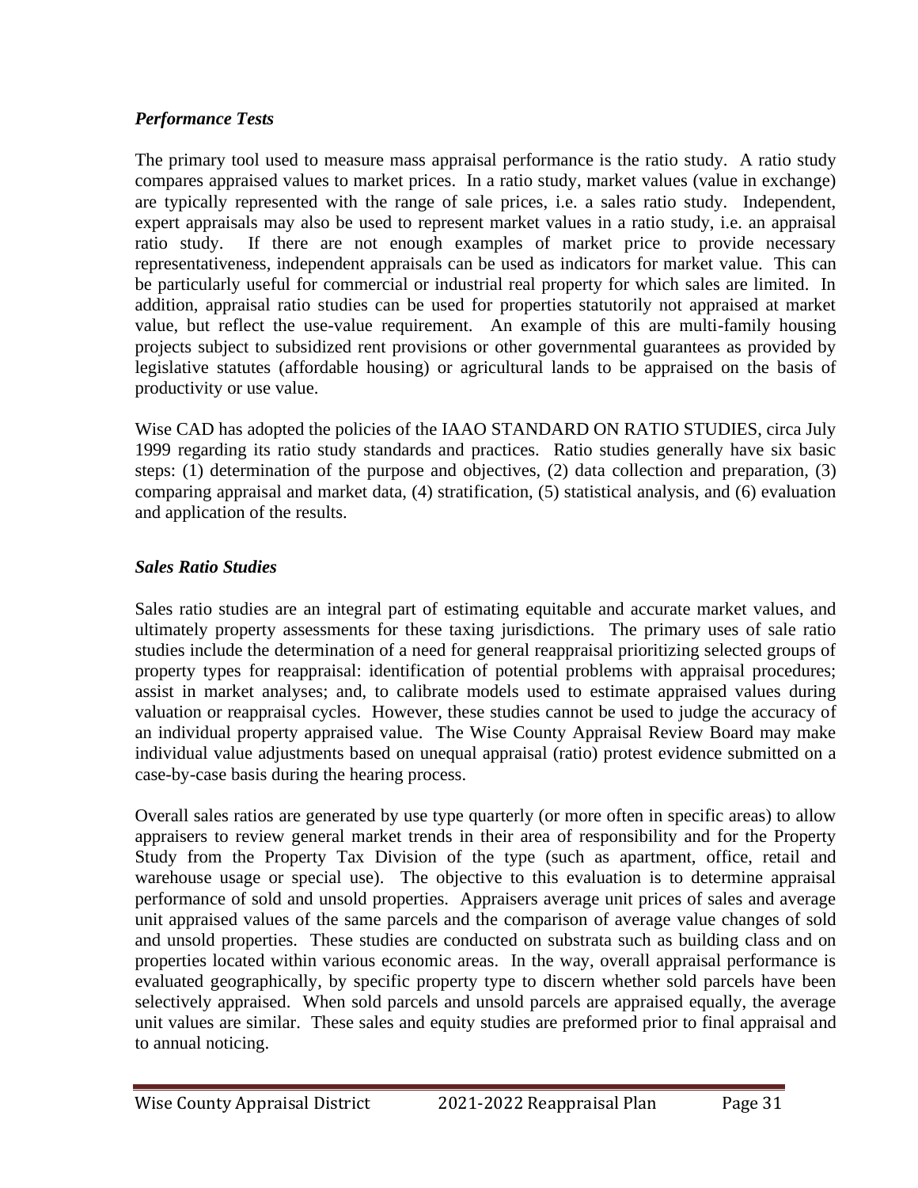### *Performance Tests*

The primary tool used to measure mass appraisal performance is the ratio study. A ratio study compares appraised values to market prices. In a ratio study, market values (value in exchange) are typically represented with the range of sale prices, i.e. a sales ratio study. Independent, expert appraisals may also be used to represent market values in a ratio study, i.e. an appraisal ratio study. If there are not enough examples of market price to provide necessary representativeness, independent appraisals can be used as indicators for market value. This can be particularly useful for commercial or industrial real property for which sales are limited. In addition, appraisal ratio studies can be used for properties statutorily not appraised at market value, but reflect the use-value requirement. An example of this are multi-family housing projects subject to subsidized rent provisions or other governmental guarantees as provided by legislative statutes (affordable housing) or agricultural lands to be appraised on the basis of productivity or use value.

Wise CAD has adopted the policies of the IAAO STANDARD ON RATIO STUDIES, circa July 1999 regarding its ratio study standards and practices. Ratio studies generally have six basic steps: (1) determination of the purpose and objectives, (2) data collection and preparation, (3) comparing appraisal and market data, (4) stratification, (5) statistical analysis, and (6) evaluation and application of the results.

### *Sales Ratio Studies*

Sales ratio studies are an integral part of estimating equitable and accurate market values, and ultimately property assessments for these taxing jurisdictions. The primary uses of sale ratio studies include the determination of a need for general reappraisal prioritizing selected groups of property types for reappraisal: identification of potential problems with appraisal procedures; assist in market analyses; and, to calibrate models used to estimate appraised values during valuation or reappraisal cycles. However, these studies cannot be used to judge the accuracy of an individual property appraised value. The Wise County Appraisal Review Board may make individual value adjustments based on unequal appraisal (ratio) protest evidence submitted on a case-by-case basis during the hearing process.

Overall sales ratios are generated by use type quarterly (or more often in specific areas) to allow appraisers to review general market trends in their area of responsibility and for the Property Study from the Property Tax Division of the type (such as apartment, office, retail and warehouse usage or special use). The objective to this evaluation is to determine appraisal performance of sold and unsold properties. Appraisers average unit prices of sales and average unit appraised values of the same parcels and the comparison of average value changes of sold and unsold properties. These studies are conducted on substrata such as building class and on properties located within various economic areas. In the way, overall appraisal performance is evaluated geographically, by specific property type to discern whether sold parcels have been selectively appraised. When sold parcels and unsold parcels are appraised equally, the average unit values are similar. These sales and equity studies are preformed prior to final appraisal and to annual noticing.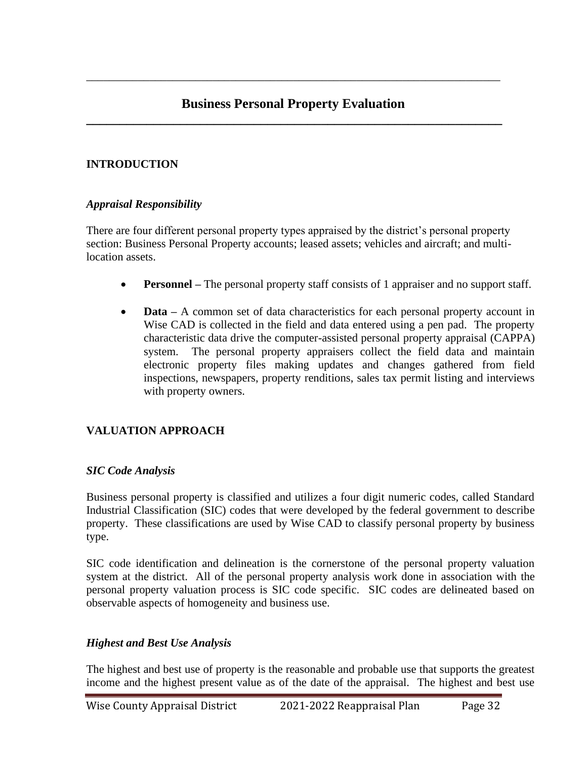# Business Personal Property Evaluation

## INTRODUCTION

### *Appraisal Responsibility*

There are four different personal property types appraised by the district's personal property section: Business Personal Property accounts; leased assets; vehicles and aircraft; and multi-location assets.

- **Personnel –** The personal property staff consists of 1 appraiser and no support staff.
- **Data –** A common set of data characteristics for each personal property account in Wise CAD is collected in the field and data entered using a pen pad. The property characteristic data drive the computer-assisted personal property appraisal (CAPPA) system. The personal property appraisers collect the field data and maintain electronic property files making updates and changes gathered from field inspections, newspapers, property renditions, sales tax permit listing and interviews with property owners.

## VALUATION APPROACH

### *SIC Code Analysis*

Business personal property is classified and utilizes a four digit numeric codes, called Standard Industrial Classification (SIC) codes that were developed by the federal government to describe property. These classifications are used by Wise CAD to classify personal property by business type.

SIC code identification and delineation is the cornerstone of the personal property valuation system at the district. All of the personal property analysis work done in association with the personal property valuation process is SIC code specific. SIC codes are delineated based on observable aspects of homogeneity and business use.

### *Highest and Best Use Analysis*

The highest and best use of property is the reasonable and probable use that supports the greatest income and the highest present value as of the date of the appraisal. The highest and best use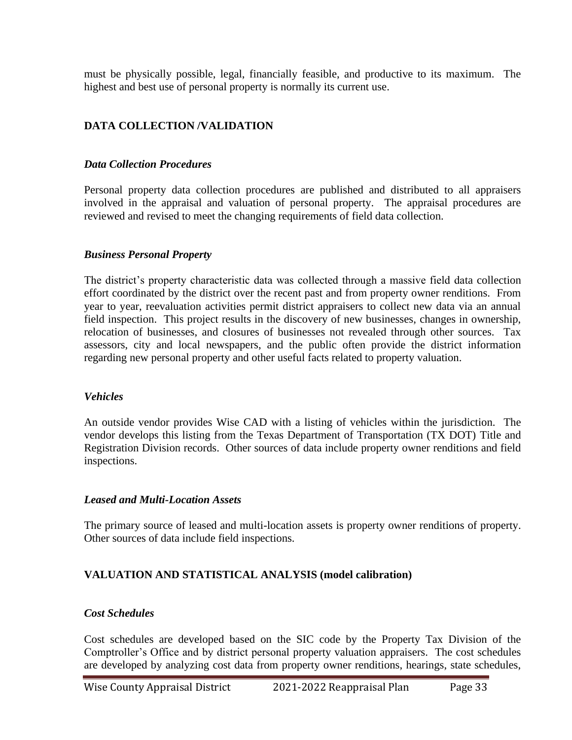must be physically possible, legal, financially feasible, and productive to its maximum. The highest and best use of personal property is normally its current use.

## DATA COLLECTION /VALIDATION

### *Data Collection Procedures*

Personal property data collection procedures are published and distributed to all appraisers involved in the appraisal and valuation of personal property. The appraisal procedures are reviewed and revised to meet the changing requirements of field data collection.

### *Business Personal Property*

The district's property characteristic data was collected through a massive field data collection effort coordinated by the district over the recent past and from property owner renditions. From year to year, reevaluation activities permit district appraisers to collect new data via an annual field inspection. This project results in the discovery of new businesses, changes in ownership, relocation of businesses, and closures of businesses not revealed through other sources. Tax assessors, city and local newspapers, and the public often provide the district information regarding new personal property and other useful facts related to property valuation.

### *Vehicles*

An outside vendor provides Wise CAD with a listing of vehicles within the jurisdiction. The vendor develops this listing from the Texas Department of Transportation (TX DOT) Title and Registration Division records. Other sources of data include property owner renditions and field inspections.

### *Leased and Multi-Location Assets*

The primary source of leased and multi-location assets is property owner renditions of property. Other sources of data include field inspections.

## VALUATION AND STATISTICAL ANALYSIS (model calibration)

### *Cost Schedules*

Cost schedules are developed based on the SIC code by the Property Tax Division of the Comptroller's Office and by district personal property valuation appraisers. The cost schedules are developed by analyzing cost data from property owner renditions, hearings, state schedules,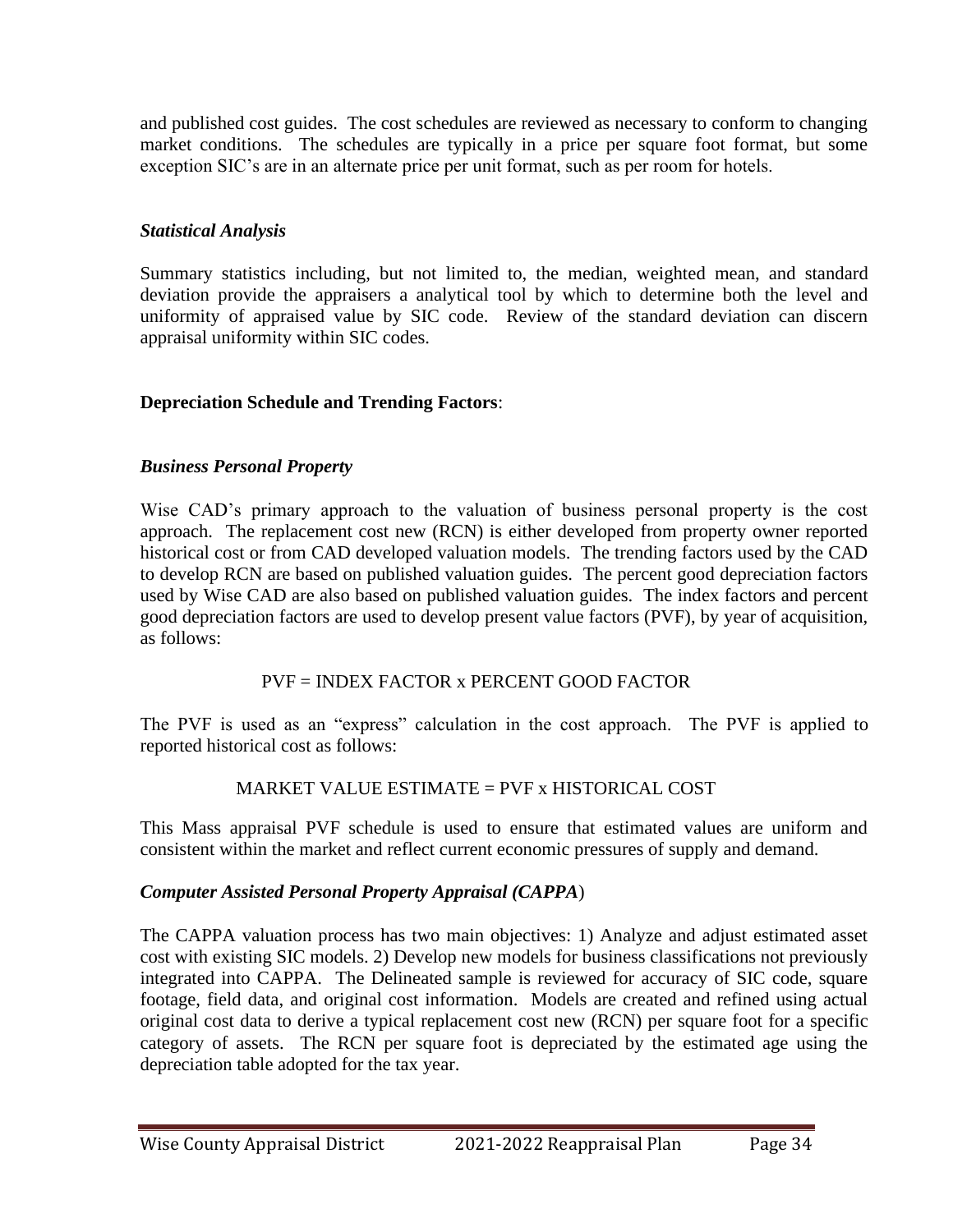and published cost guides. The cost schedules are reviewed as necessary to conform to changing market conditions. The schedules are typically in a price per square foot format, but some exception SIC's are in an alternate price per unit format, such as per room for hotels.

### *Statistical Analysis*

Summary statistics including, but not limited to, the median, weighted mean, and standard deviation provide the appraisers a analytical tool by which to determine both the level and uniformity of appraised value by SIC code. Review of the standard deviation can discern appraisal uniformity within SIC codes.

## **Depreciation Schedule and Trending Factors**:

### ***Business Personal Property***

Wise CAD's primary approach to the valuation of business personal property is the cost approach. The replacement cost new (RCN) is either developed from property owner reported historical cost or from CAD developed valuation models. The trending factors used by the CAD to develop RCN are based on published valuation guides. The percent good depreciation factors used by Wise CAD are also based on published valuation guides. The index factors and percent good depreciation factors are used to develop present value factors (PVF), by year of acquisition, as follows:

PVF = INDEX FACTOR x PERCENT GOOD FACTOR

The PVF is used as an "express" calculation in the cost approach. The PVF is applied to reported historical cost as follows:

MARKET VALUE ESTIMATE = PVF x HISTORICAL COST

This Mass appraisal PVF schedule is used to ensure that estimated values are uniform and consistent within the market and reflect current economic pressures of supply and demand.

### ***Computer Assisted Personal Property Appraisal (CAPPA)***

The CAPPA valuation process has two main objectives: 1) Analyze and adjust estimated asset cost with existing SIC models. 2) Develop new models for business classifications not previously integrated into CAPPA. The Delineated sample is reviewed for accuracy of SIC code, square footage, field data, and original cost information. Models are created and refined using actual original cost data to derive a typical replacement cost new (RCN) per square foot for a specific category of assets. The RCN per square foot is depreciated by the estimated age using the depreciation table adopted for the tax year.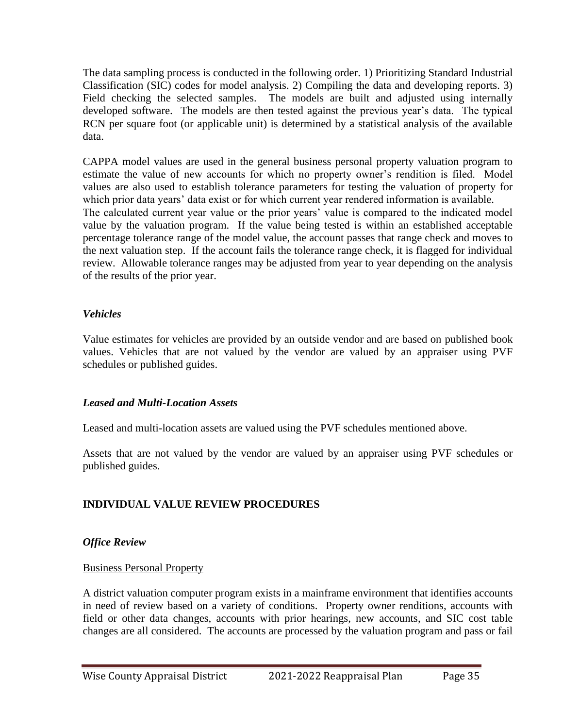The data sampling process is conducted in the following order. 1) Prioritizing Standard Industrial Classification (SIC) codes for model analysis. 2) Compiling the data and developing reports. 3) Field checking the selected samples. The models are built and adjusted using internally developed software. The models are then tested against the previous year's data. The typical RCN per square foot (or applicable unit) is determined by a statistical analysis of the available data.

CAPPA model values are used in the general business personal property valuation program to estimate the value of new accounts for which no property owner's rendition is filed. Model values are also used to establish tolerance parameters for testing the valuation of property for which prior data years' data exist or for which current year rendered information is available. The calculated current year value or the prior years' value is compared to the indicated model value by the valuation program. If the value being tested is within an established acceptable percentage tolerance range of the model value, the account passes that range check and moves to the next valuation step. If the account fails the tolerance range check, it is flagged for individual review. Allowable tolerance ranges may be adjusted from year to year depending on the analysis of the results of the prior year.

### *Vehicles*

Value estimates for vehicles are provided by an outside vendor and are based on published book values. Vehicles that are not valued by the vendor are valued by an appraiser using PVF schedules or published guides.

### *Leased and Multi-Location Assets*

Leased and multi-location assets are valued using the PVF schedules mentioned above.

Assets that are not valued by the vendor are valued by an appraiser using PVF schedules or published guides.

## INDIVIDUAL VALUE REVIEW PROCEDURES

### *Office Review*

#### Business Personal Property

A district valuation computer program exists in a mainframe environment that identifies accounts in need of review based on a variety of conditions. Property owner renditions, accounts with field or other data changes, accounts with prior hearings, new accounts, and SIC cost table changes are all considered. The accounts are processed by the valuation program and pass or fail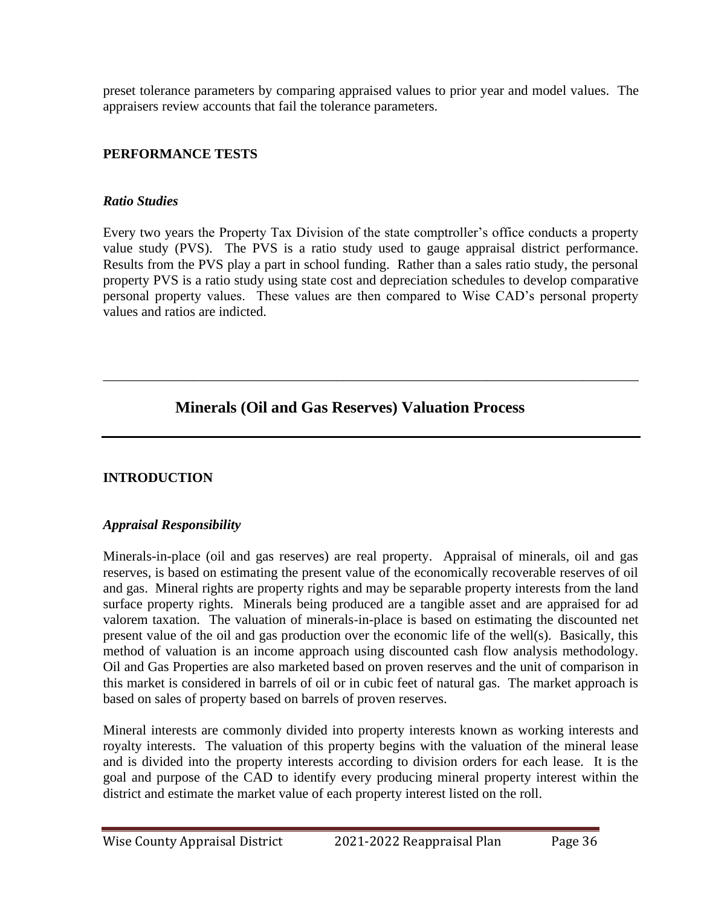preset tolerance parameters by comparing appraised values to prior year and model values. The appraisers review accounts that fail the tolerance parameters.

**PERFORMANCE TESTS**

***Ratio Studies***

Every two years the Property Tax Division of the state comptroller's office conducts a property value study (PVS). The PVS is a ratio study used to gauge appraisal district performance. Results from the PVS play a part in school funding. Rather than a sales ratio study, the personal property PVS is a ratio study using state cost and depreciation schedules to develop comparative personal property values. These values are then compared to Wise CAD's personal property values and ratios are indicted.

---

## Minerals (Oil and Gas Reserves) Valuation Process

---

**INTRODUCTION**

***Appraisal Responsibility***

Minerals-in-place (oil and gas reserves) are real property. Appraisal of minerals, oil and gas reserves, is based on estimating the present value of the economically recoverable reserves of oil and gas. Mineral rights are property rights and may be separable property interests from the land surface property rights. Minerals being produced are a tangible asset and are appraised for ad valorem taxation. The valuation of minerals-in-place is based on estimating the discounted net present value of the oil and gas production over the economic life of the well(s). Basically, this method of valuation is an income approach using discounted cash flow analysis methodology. Oil and Gas Properties are also marketed based on proven reserves and the unit of comparison in this market is considered in barrels of oil or in cubic feet of natural gas. The market approach is based on sales of property based on barrels of proven reserves.

Mineral interests are commonly divided into property interests known as working interests and royalty interests. The valuation of this property begins with the valuation of the mineral lease and is divided into the property interests according to division orders for each lease. It is the goal and purpose of the CAD to identify every producing mineral property interest within the district and estimate the market value of each property interest listed on the roll.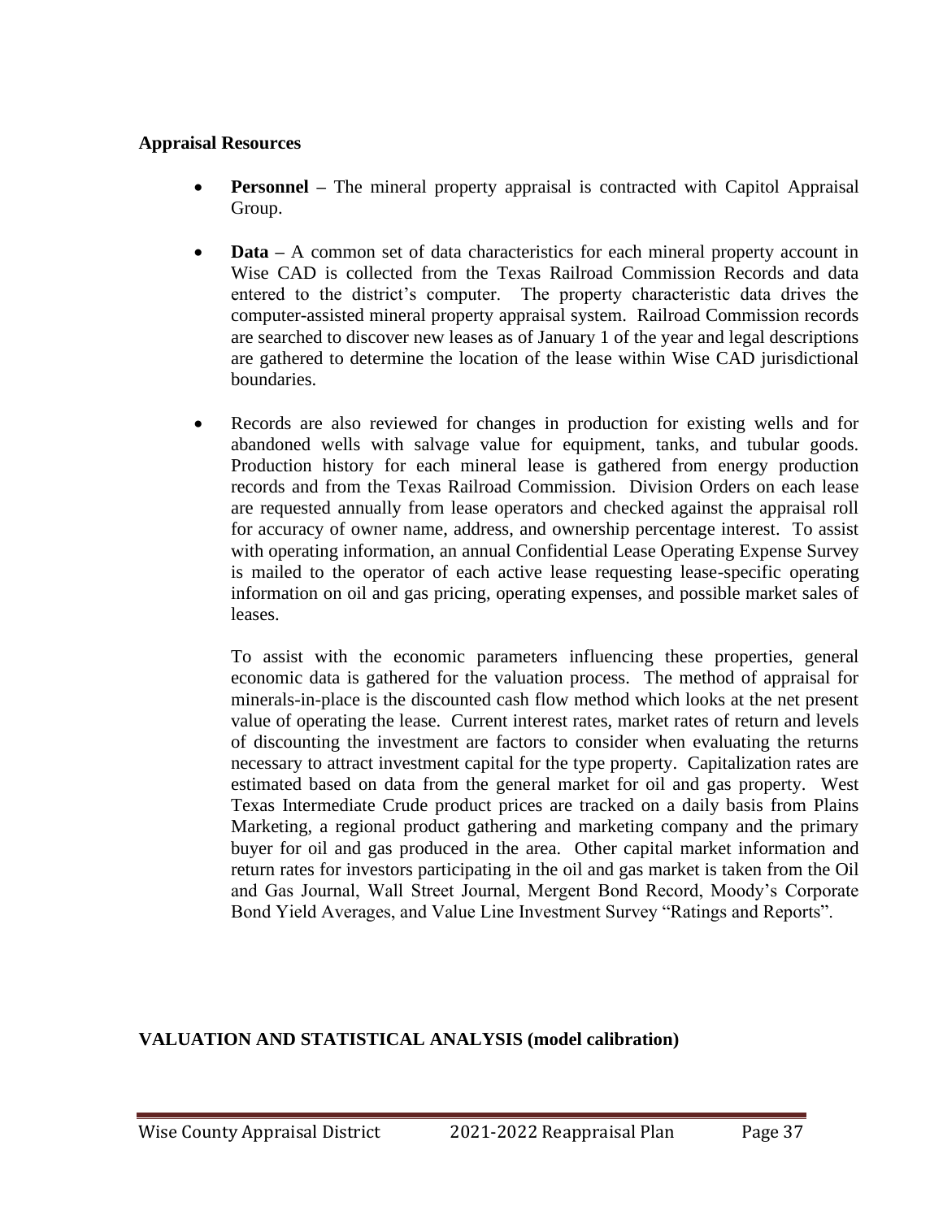**Appraisal Resources**

- **Personnel –** The mineral property appraisal is contracted with Capitol Appraisal Group.

- **Data –** A common set of data characteristics for each mineral property account in Wise CAD is collected from the Texas Railroad Commission Records and data entered to the district's computer. The property characteristic data drives the computer-assisted mineral property appraisal system. Railroad Commission records are searched to discover new leases as of January 1 of the year and legal descriptions are gathered to determine the location of the lease within Wise CAD jurisdictional boundaries.

- Records are also reviewed for changes in production for existing wells and for abandoned wells with salvage value for equipment, tanks, and tubular goods. Production history for each mineral lease is gathered from energy production records and from the Texas Railroad Commission. Division Orders on each lease are requested annually from lease operators and checked against the appraisal roll for accuracy of owner name, address, and ownership percentage interest. To assist with operating information, an annual Confidential Lease Operating Expense Survey is mailed to the operator of each active lease requesting lease-specific operating information on oil and gas pricing, operating expenses, and possible market sales of leases.

  To assist with the economic parameters influencing these properties, general economic data is gathered for the valuation process. The method of appraisal for minerals-in-place is the discounted cash flow method which looks at the net present value of operating the lease. Current interest rates, market rates of return and levels of discounting the investment are factors to consider when evaluating the returns necessary to attract investment capital for the type property. Capitalization rates are estimated based on data from the general market for oil and gas property. West Texas Intermediate Crude product prices are tracked on a daily basis from Plains Marketing, a regional product gathering and marketing company and the primary buyer for oil and gas produced in the area. Other capital market information and return rates for investors participating in the oil and gas market is taken from the Oil and Gas Journal, Wall Street Journal, Mergent Bond Record, Moody's Corporate Bond Yield Averages, and Value Line Investment Survey "Ratings and Reports".

**VALUATION AND STATISTICAL ANALYSIS (model calibration)**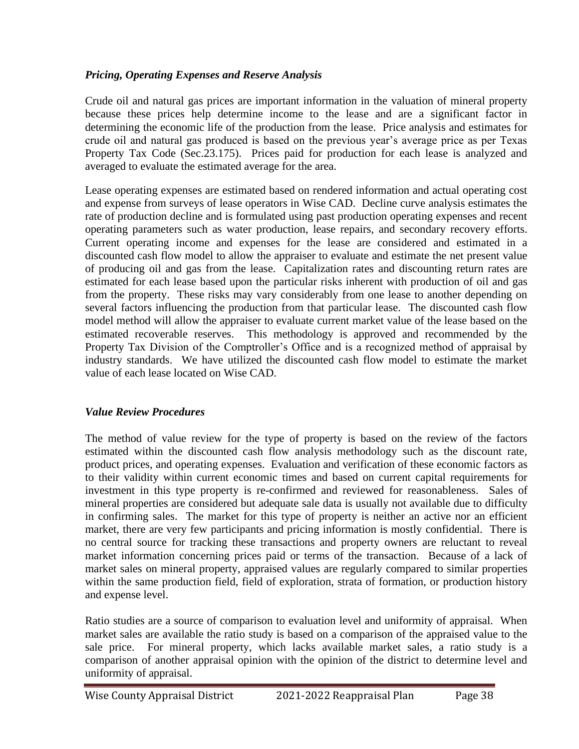### *Pricing, Operating Expenses and Reserve Analysis*

Crude oil and natural gas prices are important information in the valuation of mineral property because these prices help determine income to the lease and are a significant factor in determining the economic life of the production from the lease. Price analysis and estimates for crude oil and natural gas produced is based on the previous year's average price as per Texas Property Tax Code (Sec.23.175). Prices paid for production for each lease is analyzed and averaged to evaluate the estimated average for the area.

Lease operating expenses are estimated based on rendered information and actual operating cost and expense from surveys of lease operators in Wise CAD. Decline curve analysis estimates the rate of production decline and is formulated using past production operating expenses and recent operating parameters such as water production, lease repairs, and secondary recovery efforts. Current operating income and expenses for the lease are considered and estimated in a discounted cash flow model to allow the appraiser to evaluate and estimate the net present value of producing oil and gas from the lease. Capitalization rates and discounting return rates are estimated for each lease based upon the particular risks inherent with production of oil and gas from the property. These risks may vary considerably from one lease to another depending on several factors influencing the production from that particular lease. The discounted cash flow model method will allow the appraiser to evaluate current market value of the lease based on the estimated recoverable reserves. This methodology is approved and recommended by the Property Tax Division of the Comptroller's Office and is a recognized method of appraisal by industry standards. We have utilized the discounted cash flow model to estimate the market value of each lease located on Wise CAD.

### *Value Review Procedures*

The method of value review for the type of property is based on the review of the factors estimated within the discounted cash flow analysis methodology such as the discount rate, product prices, and operating expenses. Evaluation and verification of these economic factors as to their validity within current economic times and based on current capital requirements for investment in this type property is re-confirmed and reviewed for reasonableness. Sales of mineral properties are considered but adequate sale data is usually not available due to difficulty in confirming sales. The market for this type of property is neither an active nor an efficient market, there are very few participants and pricing information is mostly confidential. There is no central source for tracking these transactions and property owners are reluctant to reveal market information concerning prices paid or terms of the transaction. Because of a lack of market sales on mineral property, appraised values are regularly compared to similar properties within the same production field, field of exploration, strata of formation, or production history and expense level.

Ratio studies are a source of comparison to evaluation level and uniformity of appraisal. When market sales are available the ratio study is based on a comparison of the appraised value to the sale price. For mineral property, which lacks available market sales, a ratio study is a comparison of another appraisal opinion with the opinion of the district to determine level and uniformity of appraisal.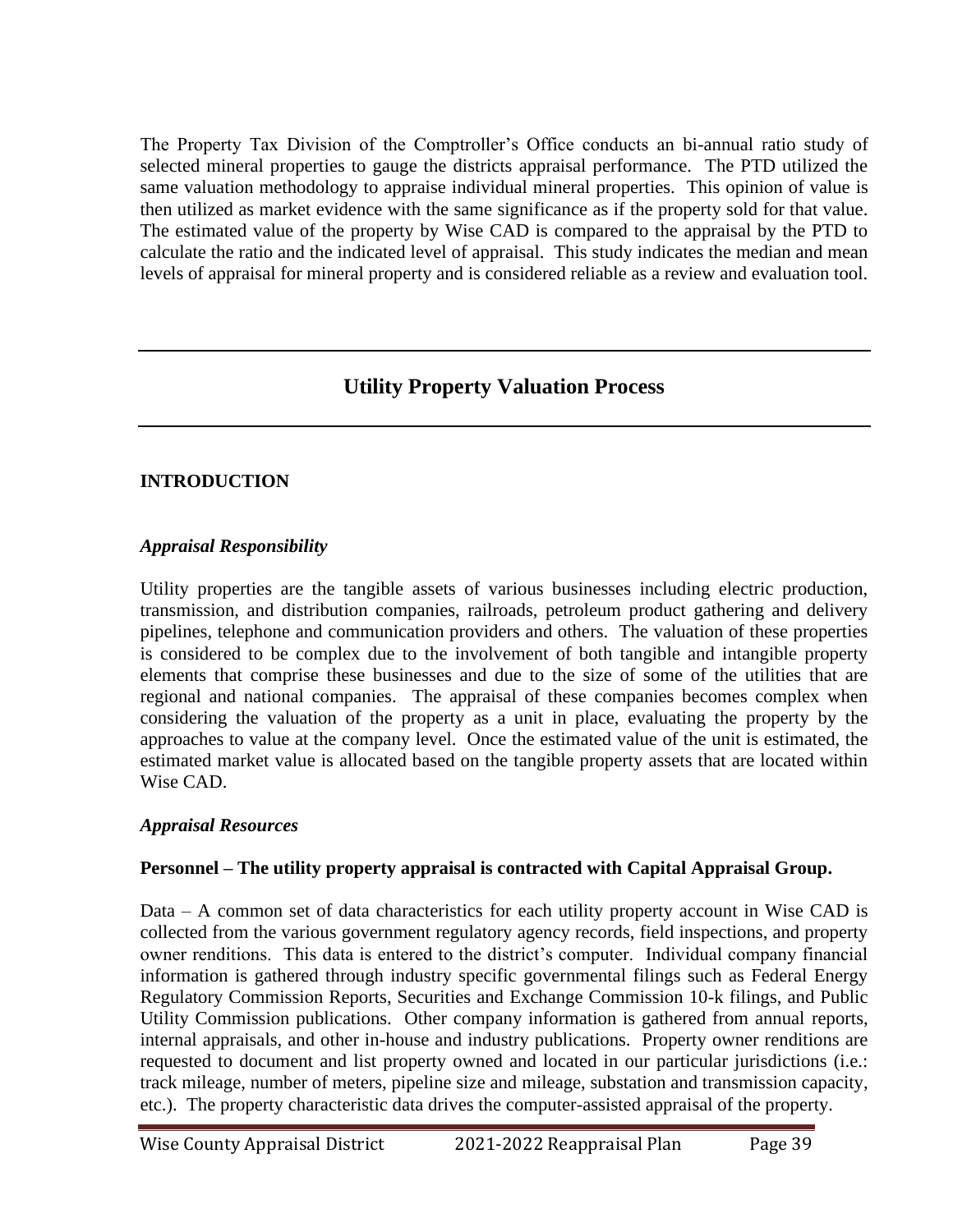The Property Tax Division of the Comptroller's Office conducts an bi-annual ratio study of selected mineral properties to gauge the districts appraisal performance. The PTD utilized the same valuation methodology to appraise individual mineral properties. This opinion of value is then utilized as market evidence with the same significance as if the property sold for that value. The estimated value of the property by Wise CAD is compared to the appraisal by the PTD to calculate the ratio and the indicated level of appraisal. This study indicates the median and mean levels of appraisal for mineral property and is considered reliable as a review and evaluation tool.

---

## Utility Property Valuation Process

---

### INTRODUCTION

#### *Appraisal Responsibility*

Utility properties are the tangible assets of various businesses including electric production, transmission, and distribution companies, railroads, petroleum product gathering and delivery pipelines, telephone and communication providers and others. The valuation of these properties is considered to be complex due to the involvement of both tangible and intangible property elements that comprise these businesses and due to the size of some of the utilities that are regional and national companies. The appraisal of these companies becomes complex when considering the valuation of the property as a unit in place, evaluating the property by the approaches to value at the company level. Once the estimated value of the unit is estimated, the estimated market value is allocated based on the tangible property assets that are located within Wise CAD.

#### *Appraisal Resources*

**Personnel – The utility property appraisal is contracted with Capital Appraisal Group.**

Data – A common set of data characteristics for each utility property account in Wise CAD is collected from the various government regulatory agency records, field inspections, and property owner renditions. This data is entered to the district's computer. Individual company financial information is gathered through industry specific governmental filings such as Federal Energy Regulatory Commission Reports, Securities and Exchange Commission 10-k filings, and Public Utility Commission publications. Other company information is gathered from annual reports, internal appraisals, and other in-house and industry publications. Property owner renditions are requested to document and list property owned and located in our particular jurisdictions (i.e.: track mileage, number of meters, pipeline size and mileage, substation and transmission capacity, etc.). The property characteristic data drives the computer-assisted appraisal of the property.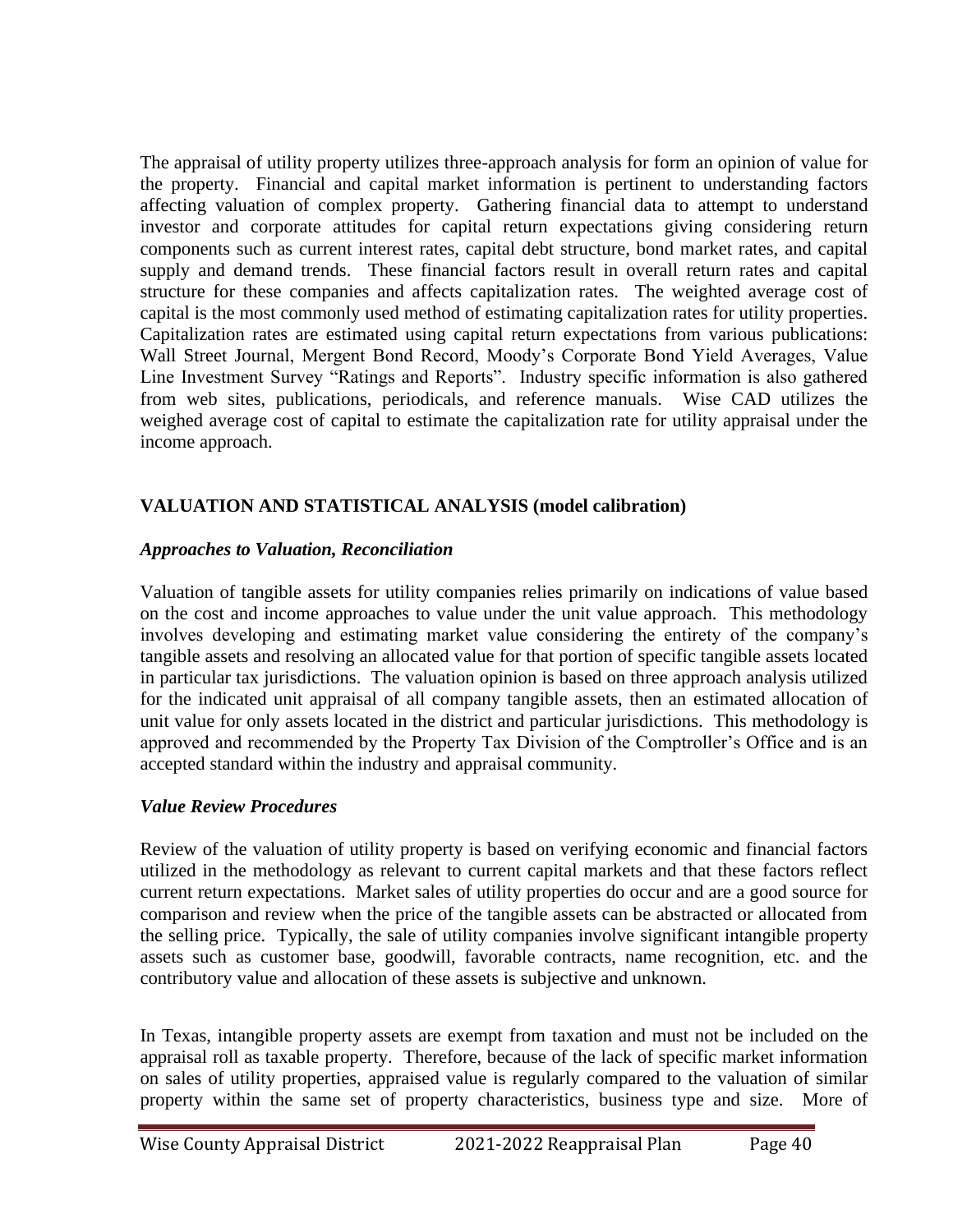The appraisal of utility property utilizes three-approach analysis for form an opinion of value for the property. Financial and capital market information is pertinent to understanding factors affecting valuation of complex property. Gathering financial data to attempt to understand investor and corporate attitudes for capital return expectations giving considering return components such as current interest rates, capital debt structure, bond market rates, and capital supply and demand trends. These financial factors result in overall return rates and capital structure for these companies and affects capitalization rates. The weighted average cost of capital is the most commonly used method of estimating capitalization rates for utility properties. Capitalization rates are estimated using capital return expectations from various publications: Wall Street Journal, Mergent Bond Record, Moody's Corporate Bond Yield Averages, Value Line Investment Survey "Ratings and Reports". Industry specific information is also gathered from web sites, publications, periodicals, and reference manuals. Wise CAD utilizes the weighed average cost of capital to estimate the capitalization rate for utility appraisal under the income approach.

## VALUATION AND STATISTICAL ANALYSIS (model calibration)

### *Approaches to Valuation, Reconciliation*

Valuation of tangible assets for utility companies relies primarily on indications of value based on the cost and income approaches to value under the unit value approach. This methodology involves developing and estimating market value considering the entirety of the company's tangible assets and resolving an allocated value for that portion of specific tangible assets located in particular tax jurisdictions. The valuation opinion is based on three approach analysis utilized for the indicated unit appraisal of all company tangible assets, then an estimated allocation of unit value for only assets located in the district and particular jurisdictions. This methodology is approved and recommended by the Property Tax Division of the Comptroller's Office and is an accepted standard within the industry and appraisal community.

### *Value Review Procedures*

Review of the valuation of utility property is based on verifying economic and financial factors utilized in the methodology as relevant to current capital markets and that these factors reflect current return expectations. Market sales of utility properties do occur and are a good source for comparison and review when the price of the tangible assets can be abstracted or allocated from the selling price. Typically, the sale of utility companies involve significant intangible property assets such as customer base, goodwill, favorable contracts, name recognition, etc. and the contributory value and allocation of these assets is subjective and unknown.

In Texas, intangible property assets are exempt from taxation and must not be included on the appraisal roll as taxable property. Therefore, because of the lack of specific market information on sales of utility properties, appraised value is regularly compared to the valuation of similar property within the same set of property characteristics, business type and size. More of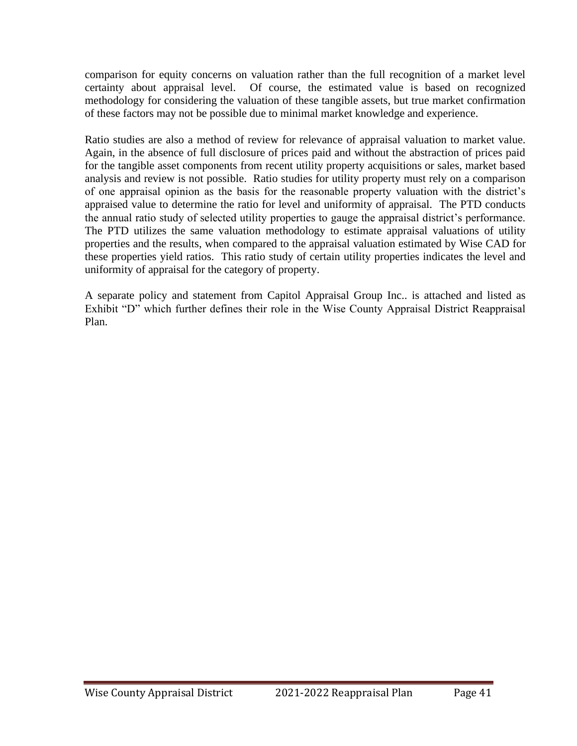comparison for equity concerns on valuation rather than the full recognition of a market level certainty about appraisal level. Of course, the estimated value is based on recognized methodology for considering the valuation of these tangible assets, but true market confirmation of these factors may not be possible due to minimal market knowledge and experience.

Ratio studies are also a method of review for relevance of appraisal valuation to market value. Again, in the absence of full disclosure of prices paid and without the abstraction of prices paid for the tangible asset components from recent utility property acquisitions or sales, market based analysis and review is not possible. Ratio studies for utility property must rely on a comparison of one appraisal opinion as the basis for the reasonable property valuation with the district's appraised value to determine the ratio for level and uniformity of appraisal. The PTD conducts the annual ratio study of selected utility properties to gauge the appraisal district's performance. The PTD utilizes the same valuation methodology to estimate appraisal valuations of utility properties and the results, when compared to the appraisal valuation estimated by Wise CAD for these properties yield ratios. This ratio study of certain utility properties indicates the level and uniformity of appraisal for the category of property.

A separate policy and statement from Capitol Appraisal Group Inc.. is attached and listed as Exhibit "D" which further defines their role in the Wise County Appraisal District Reappraisal Plan.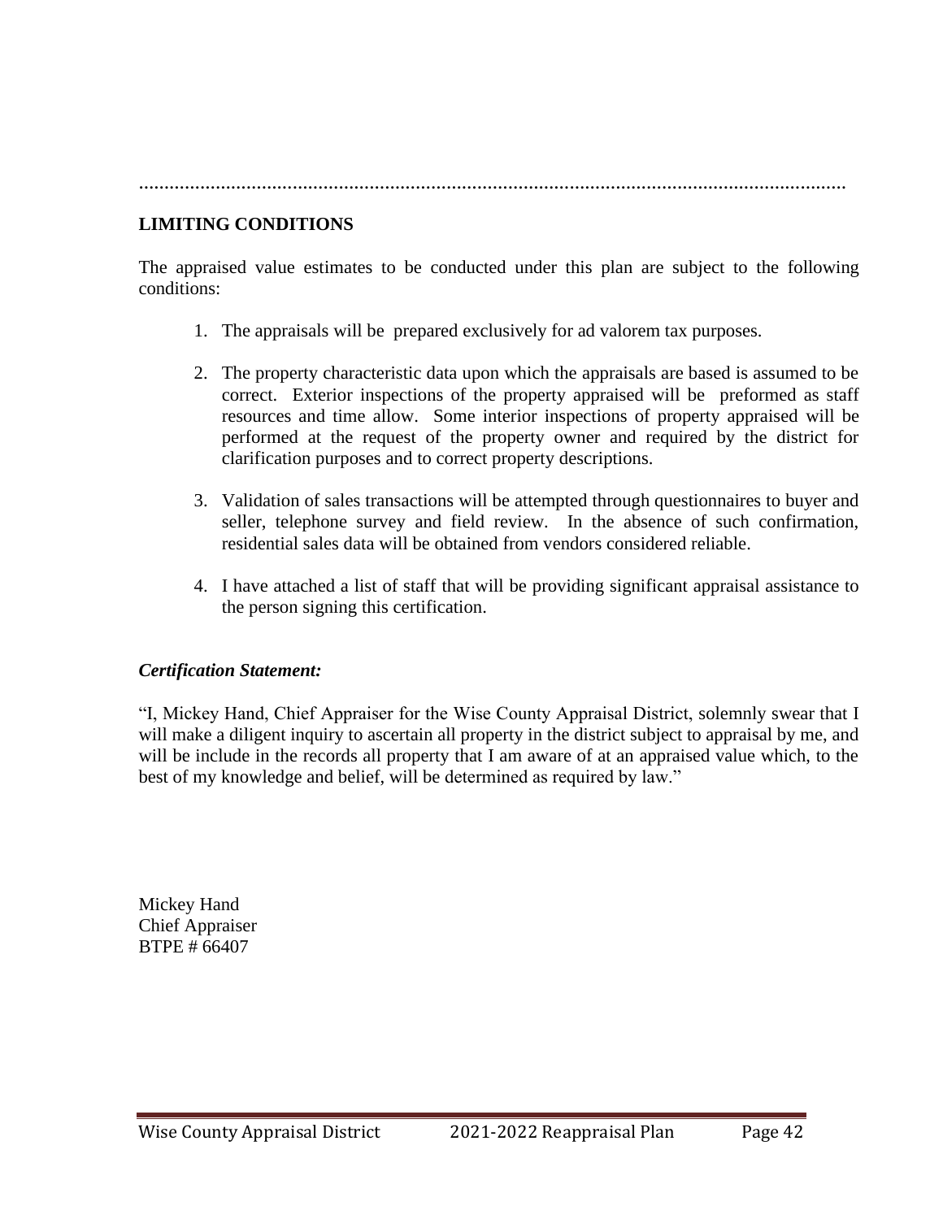## LIMITING CONDITIONS

The appraised value estimates to be conducted under this plan are subject to the following conditions:

1. The appraisals will be prepared exclusively for ad valorem tax purposes.

2. The property characteristic data upon which the appraisals are based is assumed to be correct. Exterior inspections of the property appraised will be preformed as staff resources and time allow. Some interior inspections of property appraised will be performed at the request of the property owner and required by the district for clarification purposes and to correct property descriptions.

3. Validation of sales transactions will be attempted through questionnaires to buyer and seller, telephone survey and field review. In the absence of such confirmation, residential sales data will be obtained from vendors considered reliable.

4. I have attached a list of staff that will be providing significant appraisal assistance to the person signing this certification.

***Certification Statement:***

"I, Mickey Hand, Chief Appraiser for the Wise County Appraisal District, solemnly swear that I will make a diligent inquiry to ascertain all property in the district subject to appraisal by me, and will be include in the records all property that I am aware of at an appraised value which, to the best of my knowledge and belief, will be determined as required by law."

Mickey Hand
Chief Appraiser
BTPE # 66407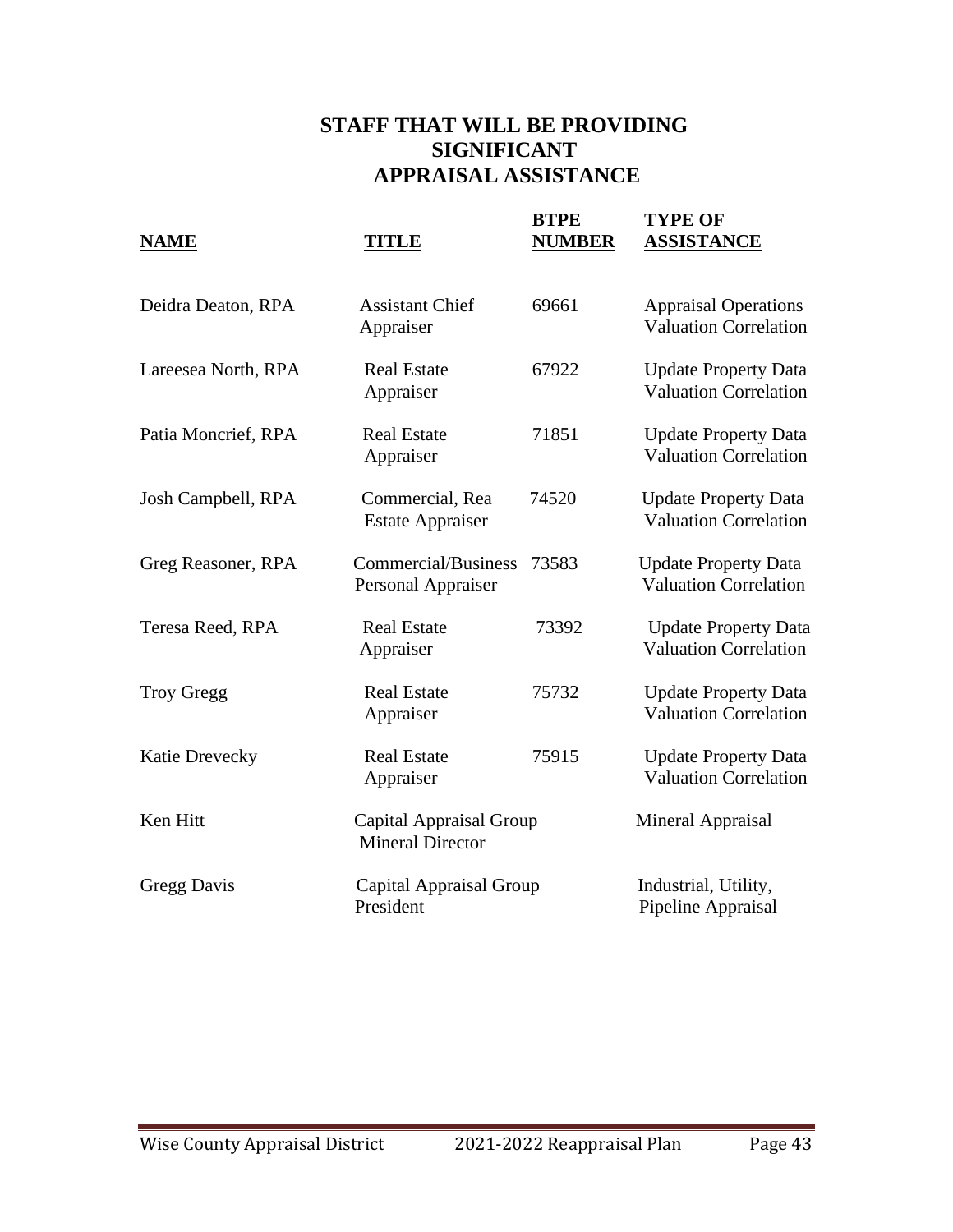## STAFF THAT WILL BE PROVIDING SIGNIFICANT APPRAISAL ASSISTANCE

| NAME | TITLE | BTPE NUMBER | TYPE OF ASSISTANCE |
|---|---|---|---|
| Deidra Deaton, RPA | Assistant Chief Appraiser | 69661 | Appraisal Operations Valuation Correlation |
| Lareesea North, RPA | Real Estate Appraiser | 67922 | Update Property Data Valuation Correlation |
| Patia Moncrief, RPA | Real Estate Appraiser | 71851 | Update Property Data Valuation Correlation |
| Josh Campbell, RPA | Commercial, Rea Estate Appraiser | 74520 | Update Property Data Valuation Correlation |
| Greg Reasoner, RPA | Commercial/Business Personal Appraiser | 73583 | Update Property Data Valuation Correlation |
| Teresa Reed, RPA | Real Estate Appraiser | 73392 | Update Property Data Valuation Correlation |
| Troy Gregg | Real Estate Appraiser | 75732 | Update Property Data Valuation Correlation |
| Katie Drevecky | Real Estate Appraiser | 75915 | Update Property Data Valuation Correlation |
| Ken Hitt | Capital Appraisal Group Mineral Director | | Mineral Appraisal |
| Gregg Davis | Capital Appraisal Group President | | Industrial, Utility, Pipeline Appraisal |